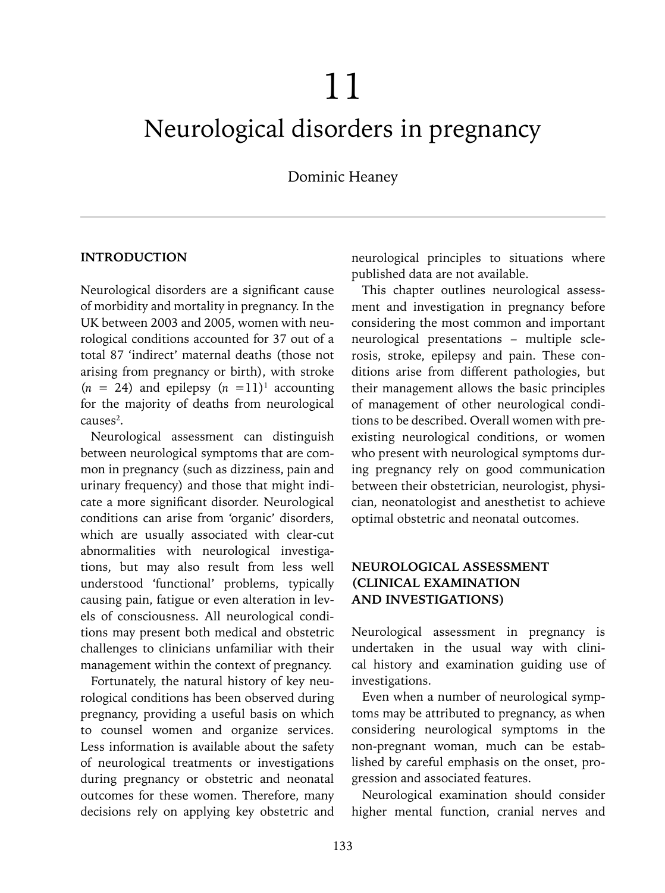# 11

# Neurological disorders in pregnancy

Dominic Heaney

## INTRODUCTION

Neurological disorders are a significant cause of morbidity and mortality in pregnancy. In the UK between 2003 and 2005, women with neurological conditions accounted for 37 out of a total 87 'indirect' maternal deaths (those not arising from pregnancy or birth), with stroke ($n = 24$) and epilepsy ($n = 11$)[1] accounting for the majority of deaths from neurological causes[2].

Neurological assessment can distinguish between neurological symptoms that are common in pregnancy (such as dizziness, pain and urinary frequency) and those that might indicate a more significant disorder. Neurological conditions can arise from 'organic' disorders, which are usually associated with clear-cut abnormalities with neurological investigations, but may also result from less well understood 'functional' problems, typically causing pain, fatigue or even alteration in levels of consciousness. All neurological conditions may present both medical and obstetric challenges to clinicians unfamiliar with their management within the context of pregnancy.

Fortunately, the natural history of key neurological conditions has been observed during pregnancy, providing a useful basis on which to counsel women and organize services. Less information is available about the safety of neurological treatments or investigations during pregnancy or obstetric and neonatal outcomes for these women. Therefore, many decisions rely on applying key obstetric and neurological principles to situations where published data are not available.

This chapter outlines neurological assessment and investigation in pregnancy before considering the most common and important neurological presentations – multiple sclerosis, stroke, epilepsy and pain. These conditions arise from different pathologies, but their management allows the basic principles of management of other neurological conditions to be described. Overall women with pre-existing neurological conditions, or women who present with neurological symptoms during pregnancy rely on good communication between their obstetrician, neurologist, physician, neonatologist and anesthetist to achieve optimal obstetric and neonatal outcomes.

## NEUROLOGICAL ASSESSMENT (CLINICAL EXAMINATION AND INVESTIGATIONS)

Neurological assessment in pregnancy is undertaken in the usual way with clinical history and examination guiding use of investigations.

Even when a number of neurological symptoms may be attributed to pregnancy, as when considering neurological symptoms in the non-pregnant woman, much can be established by careful emphasis on the onset, progression and associated features.

Neurological examination should consider higher mental function, cranial nerves and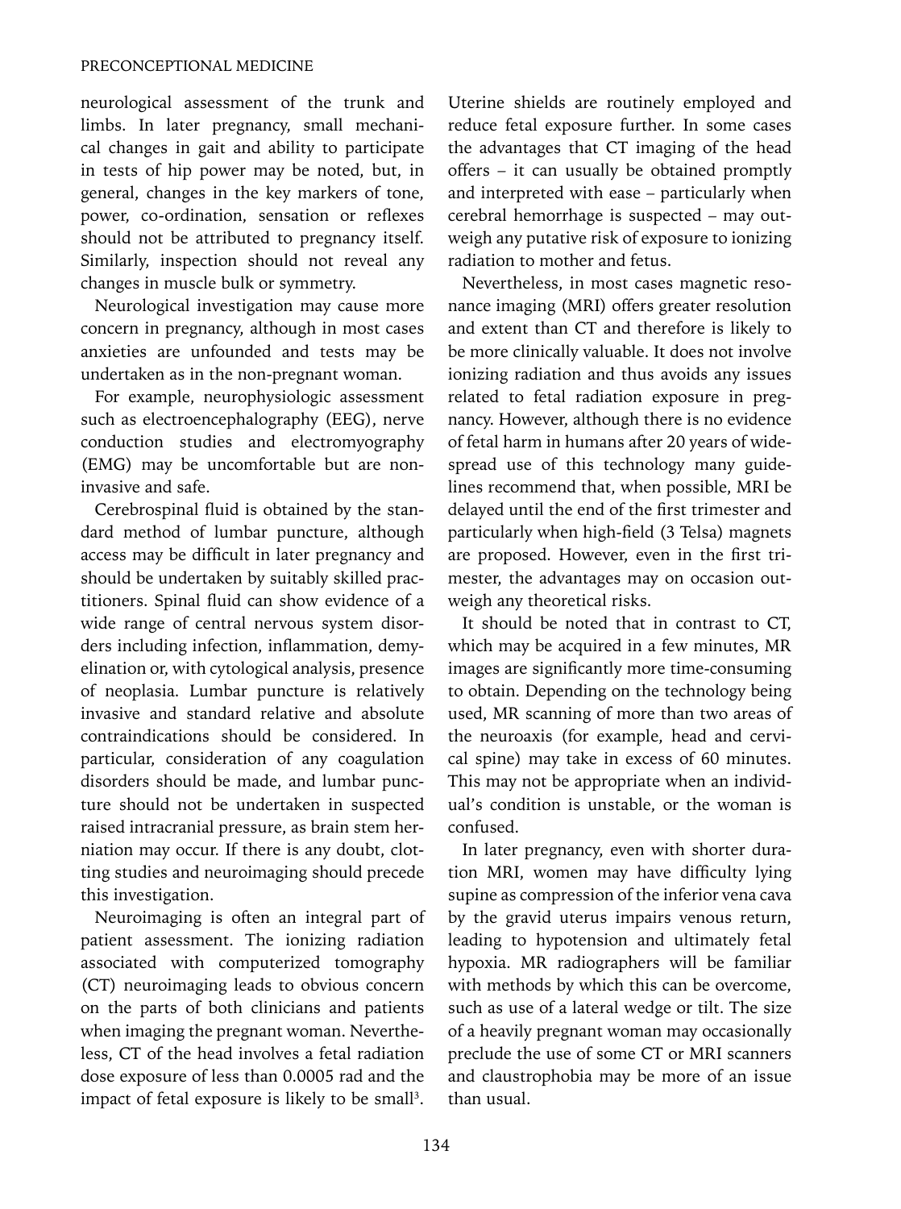neurological assessment of the trunk and limbs. In later pregnancy, small mechanical changes in gait and ability to participate in tests of hip power may be noted, but, in general, changes in the key markers of tone, power, co-ordination, sensation or reflexes should not be attributed to pregnancy itself. Similarly, inspection should not reveal any changes in muscle bulk or symmetry.

Neurological investigation may cause more concern in pregnancy, although in most cases anxieties are unfounded and tests may be undertaken as in the non-pregnant woman.

For example, neurophysiologic assessment such as electroencephalography (EEG), nerve conduction studies and electromyography (EMG) may be uncomfortable but are non-invasive and safe.

Cerebrospinal fluid is obtained by the standard method of lumbar puncture, although access may be difficult in later pregnancy and should be undertaken by suitably skilled practitioners. Spinal fluid can show evidence of a wide range of central nervous system disorders including infection, inflammation, demyelination or, with cytological analysis, presence of neoplasia. Lumbar puncture is relatively invasive and standard relative and absolute contraindications should be considered. In particular, consideration of any coagulation disorders should be made, and lumbar puncture should not be undertaken in suspected raised intracranial pressure, as brain stem herniation may occur. If there is any doubt, clotting studies and neuroimaging should precede this investigation.

Neuroimaging is often an integral part of patient assessment. The ionizing radiation associated with computerized tomography (CT) neuroimaging leads to obvious concern on the parts of both clinicians and patients when imaging the pregnant woman. Nevertheless, CT of the head involves a fetal radiation dose exposure of less than 0.0005 rad and the impact of fetal exposure is likely to be small[3]. Uterine shields are routinely employed and reduce fetal exposure further. In some cases the advantages that CT imaging of the head offers – it can usually be obtained promptly and interpreted with ease – particularly when cerebral hemorrhage is suspected – may outweigh any putative risk of exposure to ionizing radiation to mother and fetus.

Nevertheless, in most cases magnetic resonance imaging (MRI) offers greater resolution and extent than CT and therefore is likely to be more clinically valuable. It does not involve ionizing radiation and thus avoids any issues related to fetal radiation exposure in pregnancy. However, although there is no evidence of fetal harm in humans after 20 years of widespread use of this technology many guidelines recommend that, when possible, MRI be delayed until the end of the first trimester and particularly when high-field (3 Telsa) magnets are proposed. However, even in the first trimester, the advantages may on occasion outweigh any theoretical risks.

It should be noted that in contrast to CT, which may be acquired in a few minutes, MR images are significantly more time-consuming to obtain. Depending on the technology being used, MR scanning of more than two areas of the neuroaxis (for example, head and cervical spine) may take in excess of 60 minutes. This may not be appropriate when an individual's condition is unstable, or the woman is confused.

In later pregnancy, even with shorter duration MRI, women may have difficulty lying supine as compression of the inferior vena cava by the gravid uterus impairs venous return, leading to hypotension and ultimately fetal hypoxia. MR radiographers will be familiar with methods by which this can be overcome, such as use of a lateral wedge or tilt. The size of a heavily pregnant woman may occasionally preclude the use of some CT or MRI scanners and claustrophobia may be more of an issue than usual.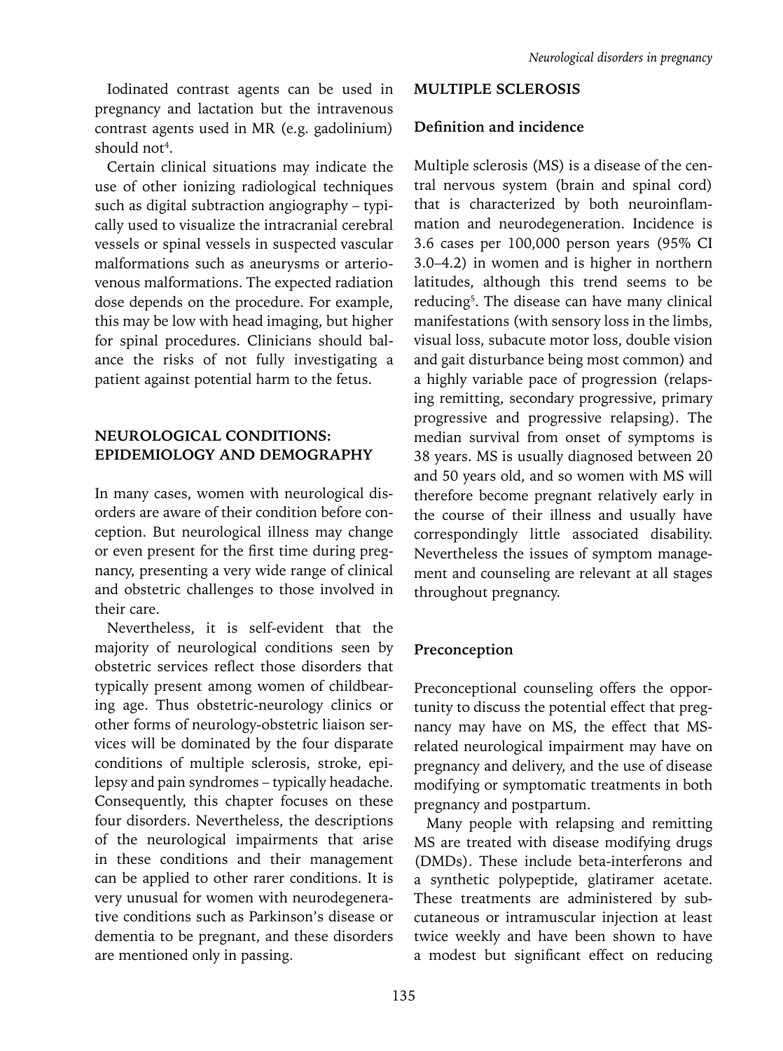Iodinated contrast agents can be used in pregnancy and lactation but the intravenous contrast agents used in MR (e.g. gadolinium) should not[4].

Certain clinical situations may indicate the use of other ionizing radiological techniques such as digital subtraction angiography – typically used to visualize the intracranial cerebral vessels or spinal vessels in suspected vascular malformations such as aneurysms or arteriovenous malformations. The expected radiation dose depends on the procedure. For example, this may be low with head imaging, but higher for spinal procedures. Clinicians should balance the risks of not fully investigating a patient against potential harm to the fetus.

## NEUROLOGICAL CONDITIONS: EPIDEMIOLOGY AND DEMOGRAPHY

In many cases, women with neurological disorders are aware of their condition before conception. But neurological illness may change or even present for the first time during pregnancy, presenting a very wide range of clinical and obstetric challenges to those involved in their care.

Nevertheless, it is self-evident that the majority of neurological conditions seen by obstetric services reflect those disorders that typically present among women of childbearing age. Thus obstetric-neurology clinics or other forms of neurology-obstetric liaison services will be dominated by the four disparate conditions of multiple sclerosis, stroke, epilepsy and pain syndromes – typically headache. Consequently, this chapter focuses on these four disorders. Nevertheless, the descriptions of the neurological impairments that arise in these conditions and their management can be applied to other rarer conditions. It is very unusual for women with neurodegenerative conditions such as Parkinson's disease or dementia to be pregnant, and these disorders are mentioned only in passing.

## MULTIPLE SCLEROSIS

### Definition and incidence

Multiple sclerosis (MS) is a disease of the central nervous system (brain and spinal cord) that is characterized by both neuroinflammation and neurodegeneration. Incidence is 3.6 cases per 100,000 person years (95% CI 3.0–4.2) in women and is higher in northern latitudes, although this trend seems to be reducing[5]. The disease can have many clinical manifestations (with sensory loss in the limbs, visual loss, subacute motor loss, double vision and gait disturbance being most common) and a highly variable pace of progression (relapsing remitting, secondary progressive, primary progressive and progressive relapsing). The median survival from onset of symptoms is 38 years. MS is usually diagnosed between 20 and 50 years old, and so women with MS will therefore become pregnant relatively early in the course of their illness and usually have correspondingly little associated disability. Nevertheless the issues of symptom management and counseling are relevant at all stages throughout pregnancy.

### Preconception

Preconceptional counseling offers the opportunity to discuss the potential effect that pregnancy may have on MS, the effect that MS-related neurological impairment may have on pregnancy and delivery, and the use of disease modifying or symptomatic treatments in both pregnancy and postpartum.

Many people with relapsing and remitting MS are treated with disease modifying drugs (DMDs). These include beta-interferons and a synthetic polypeptide, glatiramer acetate. These treatments are administered by subcutaneous or intramuscular injection at least twice weekly and have been shown to have a modest but significant effect on reducing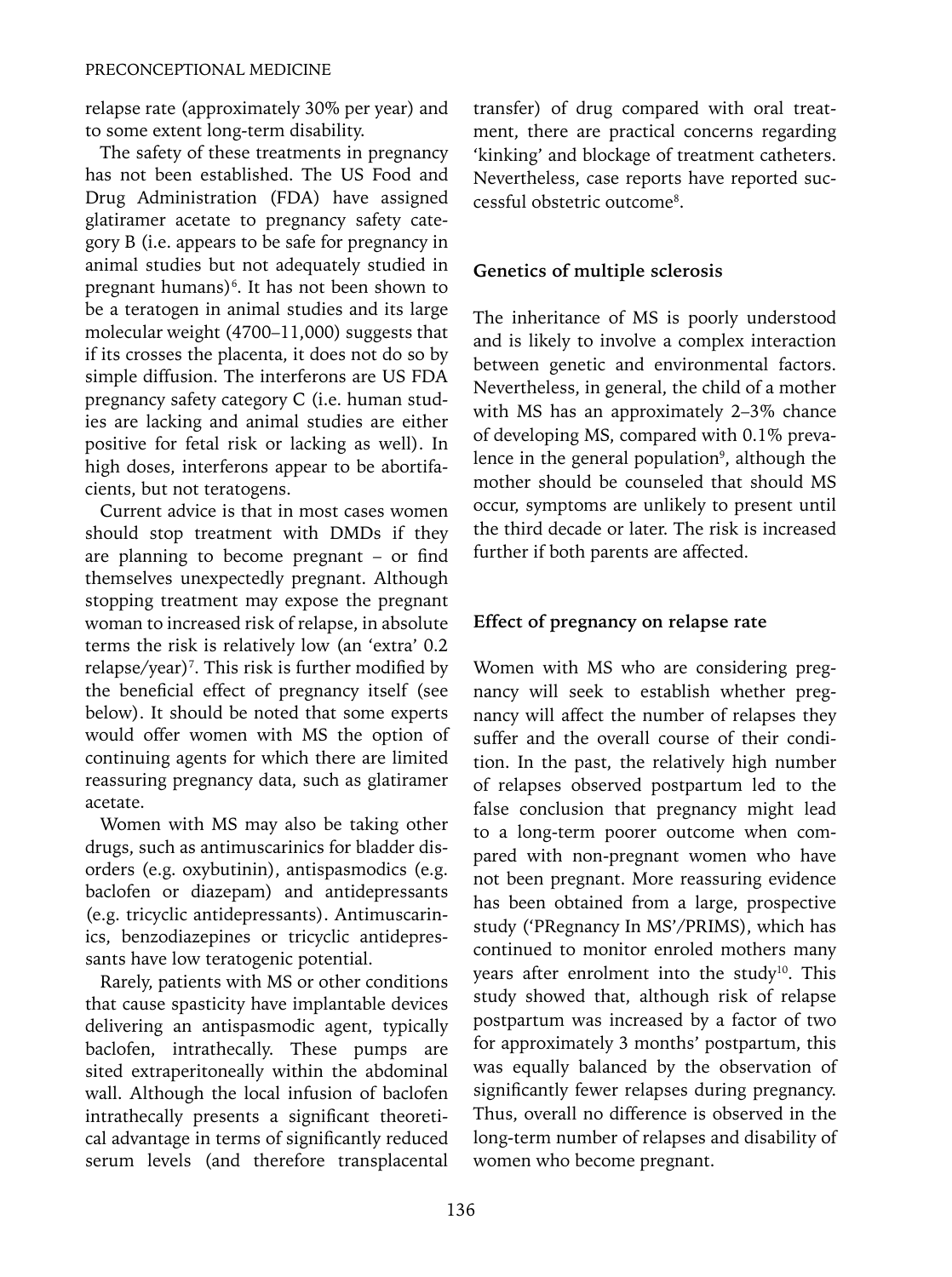relapse rate (approximately 30% per year) and to some extent long-term disability.

The safety of these treatments in pregnancy has not been established. The US Food and Drug Administration (FDA) have assigned glatiramer acetate to pregnancy safety category B (i.e. appears to be safe for pregnancy in animal studies but not adequately studied in pregnant humans)[6]. It has not been shown to be a teratogen in animal studies and its large molecular weight (4700–11,000) suggests that if its crosses the placenta, it does not do so by simple diffusion. The interferons are US FDA pregnancy safety category C (i.e. human studies are lacking and animal studies are either positive for fetal risk or lacking as well). In high doses, interferons appear to be abortifacients, but not teratogens.

Current advice is that in most cases women should stop treatment with DMDs if they are planning to become pregnant – or find themselves unexpectedly pregnant. Although stopping treatment may expose the pregnant woman to increased risk of relapse, in absolute terms the risk is relatively low (an 'extra' 0.2 relapse/year)[7]. This risk is further modified by the beneficial effect of pregnancy itself (see below). It should be noted that some experts would offer women with MS the option of continuing agents for which there are limited reassuring pregnancy data, such as glatiramer acetate.

Women with MS may also be taking other drugs, such as antimuscarinics for bladder disorders (e.g. oxybutinin), antispasmodics (e.g. baclofen or diazepam) and antidepressants (e.g. tricyclic antidepressants). Antimuscarinics, benzodiazepines or tricyclic antidepressants have low teratogenic potential.

Rarely, patients with MS or other conditions that cause spasticity have implantable devices delivering an antispasmodic agent, typically baclofen, intrathecally. These pumps are sited extraperitoneally within the abdominal wall. Although the local infusion of baclofen intrathecally presents a significant theoretical advantage in terms of significantly reduced serum levels (and therefore transplacental transfer) of drug compared with oral treatment, there are practical concerns regarding 'kinking' and blockage of treatment catheters. Nevertheless, case reports have reported successful obstetric outcome[8].

## Genetics of multiple sclerosis

The inheritance of MS is poorly understood and is likely to involve a complex interaction between genetic and environmental factors. Nevertheless, in general, the child of a mother with MS has an approximately 2–3% chance of developing MS, compared with 0.1% prevalence in the general population[9], although the mother should be counseled that should MS occur, symptoms are unlikely to present until the third decade or later. The risk is increased further if both parents are affected.

## Effect of pregnancy on relapse rate

Women with MS who are considering pregnancy will seek to establish whether pregnancy will affect the number of relapses they suffer and the overall course of their condition. In the past, the relatively high number of relapses observed postpartum led to the false conclusion that pregnancy might lead to a long-term poorer outcome when compared with non-pregnant women who have not been pregnant. More reassuring evidence has been obtained from a large, prospective study ('PRegnancy In MS'/PRIMS), which has continued to monitor enroled mothers many years after enrolment into the study[10]. This study showed that, although risk of relapse postpartum was increased by a factor of two for approximately 3 months' postpartum, this was equally balanced by the observation of significantly fewer relapses during pregnancy. Thus, overall no difference is observed in the long-term number of relapses and disability of women who become pregnant.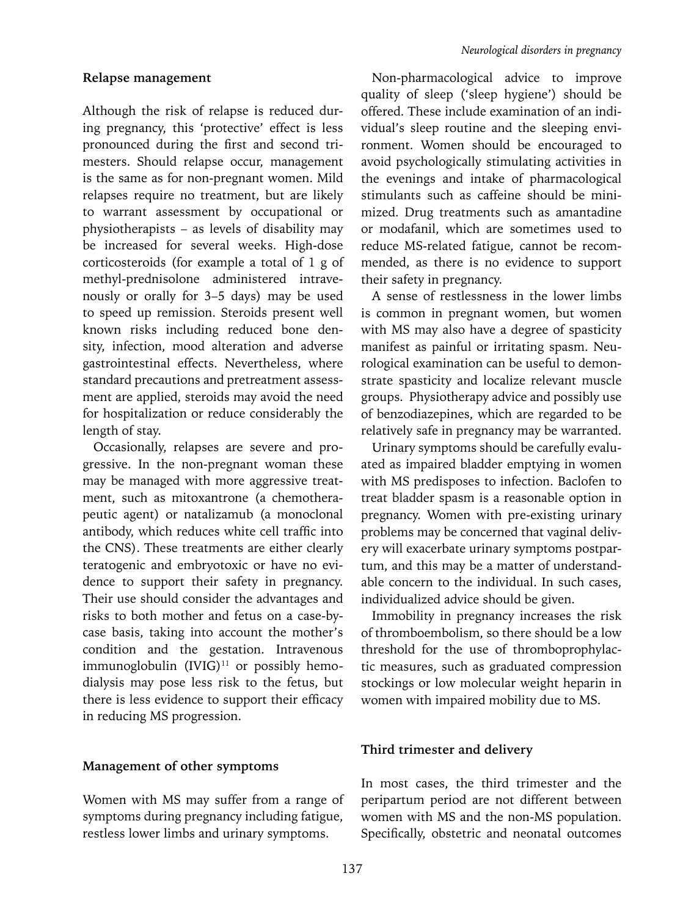### Relapse management

Although the risk of relapse is reduced during pregnancy, this 'protective' effect is less pronounced during the first and second trimesters. Should relapse occur, management is the same as for non-pregnant women. Mild relapses require no treatment, but are likely to warrant assessment by occupational or physiotherapists – as levels of disability may be increased for several weeks. High-dose corticosteroids (for example a total of 1 g of methyl-prednisolone administered intravenously or orally for 3–5 days) may be used to speed up remission. Steroids present well known risks including reduced bone density, infection, mood alteration and adverse gastrointestinal effects. Nevertheless, where standard precautions and pretreatment assessment are applied, steroids may avoid the need for hospitalization or reduce considerably the length of stay.

Occasionally, relapses are severe and progressive. In the non-pregnant woman these may be managed with more aggressive treatment, such as mitoxantrone (a chemotherapeutic agent) or natalizamub (a monoclonal antibody, which reduces white cell traffic into the CNS). These treatments are either clearly teratogenic and embryotoxic or have no evidence to support their safety in pregnancy. Their use should consider the advantages and risks to both mother and fetus on a case-by-case basis, taking into account the mother's condition and the gestation. Intravenous immunoglobulin (IVIG)[11] or possibly hemodialysis may pose less risk to the fetus, but there is less evidence to support their efficacy in reducing MS progression.

### Management of other symptoms

Women with MS may suffer from a range of symptoms during pregnancy including fatigue, restless lower limbs and urinary symptoms.

Non-pharmacological advice to improve quality of sleep ('sleep hygiene') should be offered. These include examination of an individual's sleep routine and the sleeping environment. Women should be encouraged to avoid psychologically stimulating activities in the evenings and intake of pharmacological stimulants such as caffeine should be minimized. Drug treatments such as amantadine or modafanil, which are sometimes used to reduce MS-related fatigue, cannot be recommended, as there is no evidence to support their safety in pregnancy.

A sense of restlessness in the lower limbs is common in pregnant women, but women with MS may also have a degree of spasticity manifest as painful or irritating spasm. Neurological examination can be useful to demonstrate spasticity and localize relevant muscle groups. Physiotherapy advice and possibly use of benzodiazepines, which are regarded to be relatively safe in pregnancy may be warranted.

Urinary symptoms should be carefully evaluated as impaired bladder emptying in women with MS predisposes to infection. Baclofen to treat bladder spasm is a reasonable option in pregnancy. Women with pre-existing urinary problems may be concerned that vaginal delivery will exacerbate urinary symptoms postpartum, and this may be a matter of understandable concern to the individual. In such cases, individualized advice should be given.

Immobility in pregnancy increases the risk of thromboembolism, so there should be a low threshold for the use of thromboprophylactic measures, such as graduated compression stockings or low molecular weight heparin in women with impaired mobility due to MS.

### Third trimester and delivery

In most cases, the third trimester and the peripartum period are not different between women with MS and the non-MS population. Specifically, obstetric and neonatal outcomes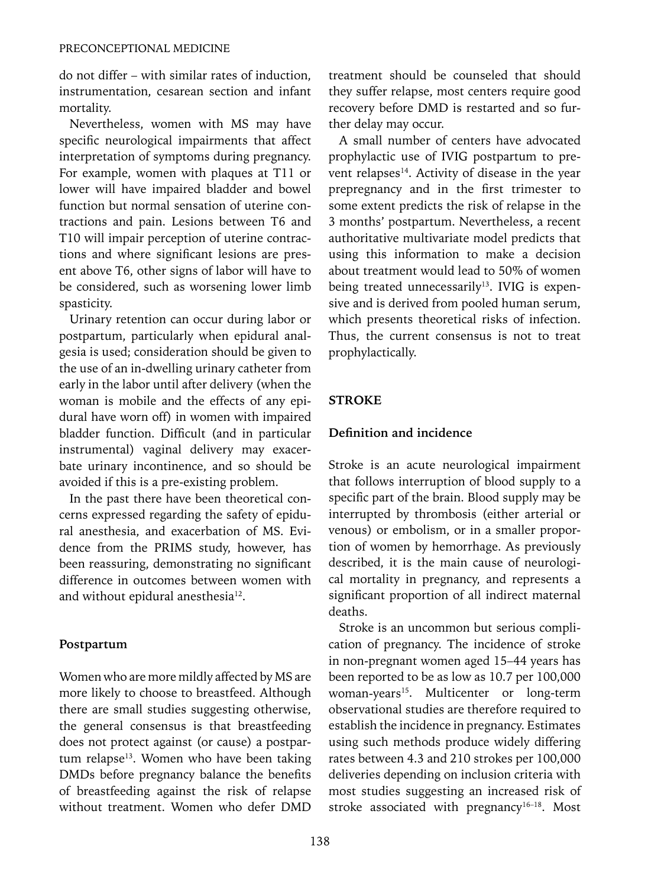do not differ – with similar rates of induction, instrumentation, cesarean section and infant mortality.

Nevertheless, women with MS may have specific neurological impairments that affect interpretation of symptoms during pregnancy. For example, women with plaques at T11 or lower will have impaired bladder and bowel function but normal sensation of uterine contractions and pain. Lesions between T6 and T10 will impair perception of uterine contractions and where significant lesions are present above T6, other signs of labor will have to be considered, such as worsening lower limb spasticity.

Urinary retention can occur during labor or postpartum, particularly when epidural analgesia is used; consideration should be given to the use of an in-dwelling urinary catheter from early in the labor until after delivery (when the woman is mobile and the effects of any epidural have worn off) in women with impaired bladder function. Difficult (and in particular instrumental) vaginal delivery may exacerbate urinary incontinence, and so should be avoided if this is a pre-existing problem.

In the past there have been theoretical concerns expressed regarding the safety of epidural anesthesia, and exacerbation of MS. Evidence from the PRIMS study, however, has been reassuring, demonstrating no significant difference in outcomes between women with and without epidural anesthesia[12].

### Postpartum

Women who are more mildly affected by MS are more likely to choose to breastfeed. Although there are small studies suggesting otherwise, the general consensus is that breastfeeding does not protect against (or cause) a postpartum relapse[13]. Women who have been taking DMDs before pregnancy balance the benefits of breastfeeding against the risk of relapse without treatment. Women who defer DMD treatment should be counseled that should they suffer relapse, most centers require good recovery before DMD is restarted and so further delay may occur.

A small number of centers have advocated prophylactic use of IVIG postpartum to prevent relapses[14]. Activity of disease in the year prepregnancy and in the first trimester to some extent predicts the risk of relapse in the 3 months' postpartum. Nevertheless, a recent authoritative multivariate model predicts that using this information to make a decision about treatment would lead to 50% of women being treated unnecessarily[13]. IVIG is expensive and is derived from pooled human serum, which presents theoretical risks of infection. Thus, the current consensus is not to treat prophylactically.

## STROKE

### Definition and incidence

Stroke is an acute neurological impairment that follows interruption of blood supply to a specific part of the brain. Blood supply may be interrupted by thrombosis (either arterial or venous) or embolism, or in a smaller proportion of women by hemorrhage. As previously described, it is the main cause of neurological mortality in pregnancy, and represents a significant proportion of all indirect maternal deaths.

Stroke is an uncommon but serious complication of pregnancy. The incidence of stroke in non-pregnant women aged 15–44 years has been reported to be as low as 10.7 per 100,000 woman-years[15]. Multicenter or long-term observational studies are therefore required to establish the incidence in pregnancy. Estimates using such methods produce widely differing rates between 4.3 and 210 strokes per 100,000 deliveries depending on inclusion criteria with most studies suggesting an increased risk of stroke associated with pregnancy[16–18]. Most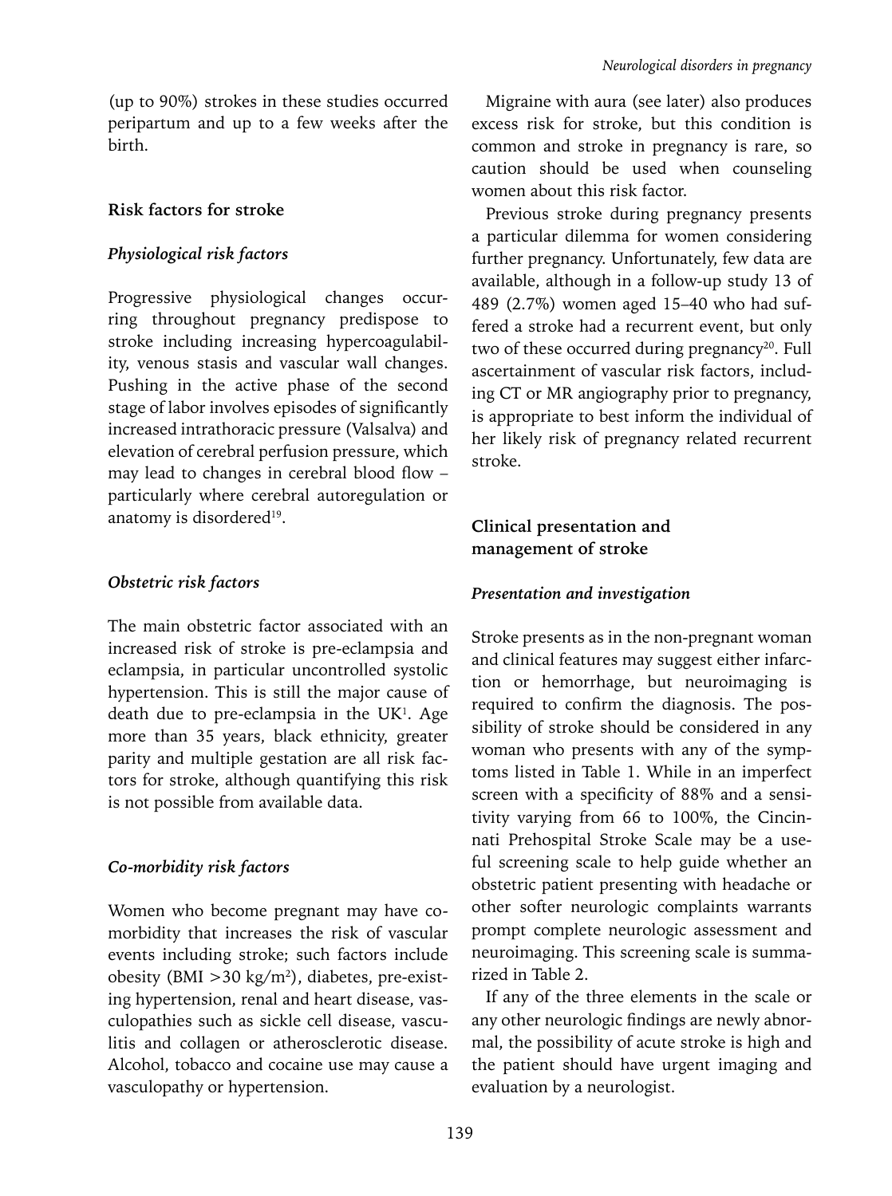(up to 90%) strokes in these studies occurred peripartum and up to a few weeks after the birth.

## Risk factors for stroke

### *Physiological risk factors*

Progressive physiological changes occurring throughout pregnancy predispose to stroke including increasing hypercoagulability, venous stasis and vascular wall changes. Pushing in the active phase of the second stage of labor involves episodes of significantly increased intrathoracic pressure (Valsalva) and elevation of cerebral perfusion pressure, which may lead to changes in cerebral blood flow – particularly where cerebral autoregulation or anatomy is disordered[19].

### *Obstetric risk factors*

The main obstetric factor associated with an increased risk of stroke is pre-eclampsia and eclampsia, in particular uncontrolled systolic hypertension. This is still the major cause of death due to pre-eclampsia in the UK[1]. Age more than 35 years, black ethnicity, greater parity and multiple gestation are all risk factors for stroke, although quantifying this risk is not possible from available data.

### *Co-morbidity risk factors*

Women who become pregnant may have co-morbidity that increases the risk of vascular events including stroke; such factors include obesity (BMI >30 kg/m$^2$), diabetes, pre-existing hypertension, renal and heart disease, vasculopathies such as sickle cell disease, vasculitis and collagen or atherosclerotic disease. Alcohol, tobacco and cocaine use may cause a vasculopathy or hypertension.

Migraine with aura (see later) also produces excess risk for stroke, but this condition is common and stroke in pregnancy is rare, so caution should be used when counseling women about this risk factor.

Previous stroke during pregnancy presents a particular dilemma for women considering further pregnancy. Unfortunately, few data are available, although in a follow-up study 13 of 489 (2.7%) women aged 15–40 who had suffered a stroke had a recurrent event, but only two of these occurred during pregnancy[20]. Full ascertainment of vascular risk factors, including CT or MR angiography prior to pregnancy, is appropriate to best inform the individual of her likely risk of pregnancy related recurrent stroke.

## Clinical presentation and management of stroke

### *Presentation and investigation*

Stroke presents as in the non-pregnant woman and clinical features may suggest either infarction or hemorrhage, but neuroimaging is required to confirm the diagnosis. The possibility of stroke should be considered in any woman who presents with any of the symptoms listed in Table 1. While in an imperfect screen with a specificity of 88% and a sensitivity varying from 66 to 100%, the Cincinnati Prehospital Stroke Scale may be a useful screening scale to help guide whether an obstetric patient presenting with headache or other softer neurologic complaints warrants prompt complete neurologic assessment and neuroimaging. This screening scale is summarized in Table 2.

If any of the three elements in the scale or any other neurologic findings are newly abnormal, the possibility of acute stroke is high and the patient should have urgent imaging and evaluation by a neurologist.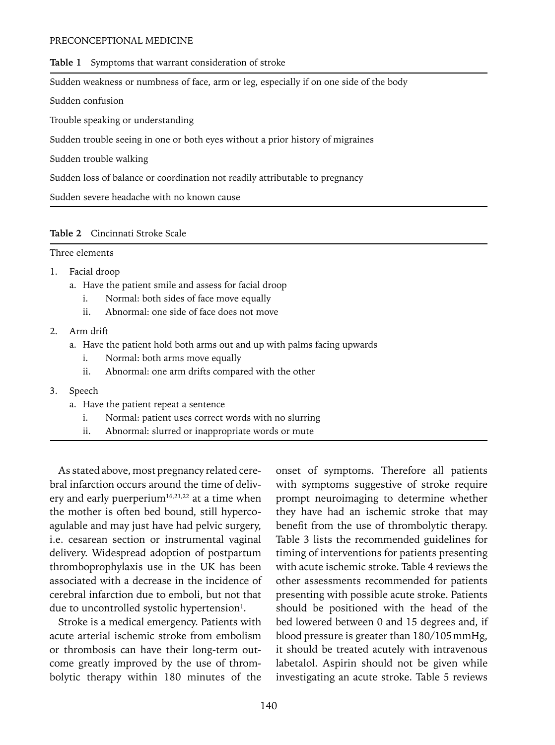**Table 1** Symptoms that warrant consideration of stroke

| Symptoms |
|---|
| Sudden weakness or numbness of face, arm or leg, especially if on one side of the body |
| Sudden confusion |
| Trouble speaking or understanding |
| Sudden trouble seeing in one or both eyes without a prior history of migraines |
| Sudden trouble walking |
| Sudden loss of balance or coordination not readily attributable to pregnancy |
| Sudden severe headache with no known cause |

**Table 2** Cincinnati Stroke Scale

Three elements

1. Facial droop
   a. Have the patient smile and assess for facial droop
      i. Normal: both sides of face move equally
      ii. Abnormal: one side of face does not move
2. Arm drift
   a. Have the patient hold both arms out and up with palms facing upwards
      i. Normal: both arms move equally
      ii. Abnormal: one arm drifts compared with the other
3. Speech
   a. Have the patient repeat a sentence
      i. Normal: patient uses correct words with no slurring
      ii. Abnormal: slurred or inappropriate words or mute

As stated above, most pregnancy related cerebral infarction occurs around the time of delivery and early puerperium[16,21,22] at a time when the mother is often bed bound, still hypercoagulable and may just have had pelvic surgery, i.e. cesarean section or instrumental vaginal delivery. Widespread adoption of postpartum thromboprophylaxis use in the UK has been associated with a decrease in the incidence of cerebral infarction due to emboli, but not that due to uncontrolled systolic hypertension[1].

Stroke is a medical emergency. Patients with acute arterial ischemic stroke from embolism or thrombosis can have their long-term outcome greatly improved by the use of thrombolytic therapy within 180 minutes of the onset of symptoms. Therefore all patients with symptoms suggestive of stroke require prompt neuroimaging to determine whether they have had an ischemic stroke that may benefit from the use of thrombolytic therapy. Table 3 lists the recommended guidelines for timing of interventions for patients presenting with acute ischemic stroke. Table 4 reviews the other assessments recommended for patients presenting with possible acute stroke. Patients should be positioned with the head of the bed lowered between 0 and 15 degrees and, if blood pressure is greater than 180/105 mmHg, it should be treated acutely with intravenous labetalol. Aspirin should not be given while investigating an acute stroke. Table 5 reviews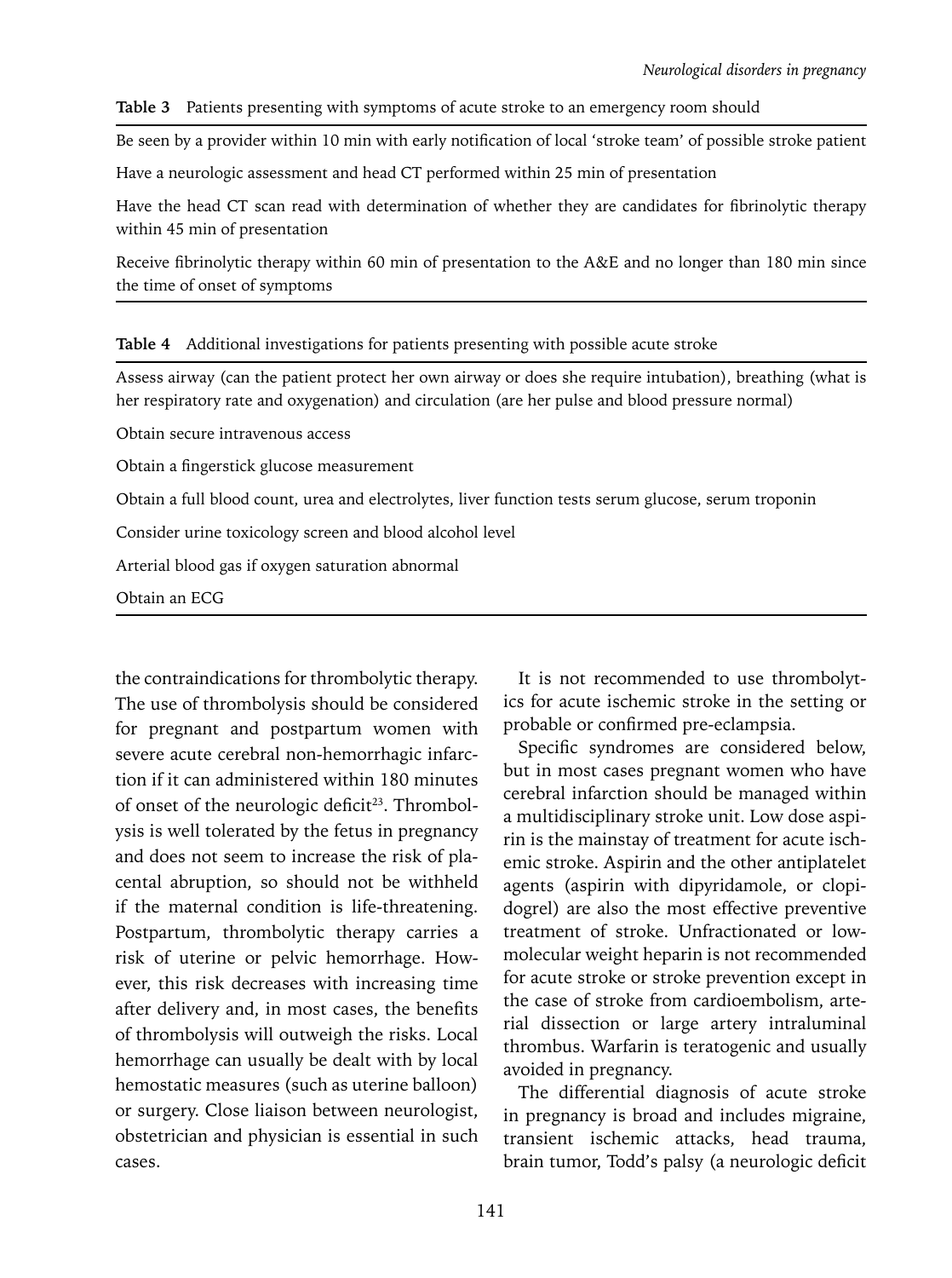**Table 3** Patients presenting with symptoms of acute stroke to an emergency room should

| |
|---|
| Be seen by a provider within 10 min with early notification of local 'stroke team' of possible stroke patient |
| Have a neurologic assessment and head CT performed within 25 min of presentation |
| Have the head CT scan read with determination of whether they are candidates for fibrinolytic therapy within 45 min of presentation |
| Receive fibrinolytic therapy within 60 min of presentation to the A&E and no longer than 180 min since the time of onset of symptoms |

**Table 4** Additional investigations for patients presenting with possible acute stroke

| |
|---|
| Assess airway (can the patient protect her own airway or does she require intubation), breathing (what is her respiratory rate and oxygenation) and circulation (are her pulse and blood pressure normal) |
| Obtain secure intravenous access |
| Obtain a fingerstick glucose measurement |
| Obtain a full blood count, urea and electrolytes, liver function tests serum glucose, serum troponin |
| Consider urine toxicology screen and blood alcohol level |
| Arterial blood gas if oxygen saturation abnormal |
| Obtain an ECG |

the contraindications for thrombolytic therapy. The use of thrombolysis should be considered for pregnant and postpartum women with severe acute cerebral non-hemorrhagic infarction if it can administered within 180 minutes of onset of the neurologic deficit[23]. Thrombolysis is well tolerated by the fetus in pregnancy and does not seem to increase the risk of placental abruption, so should not be withheld if the maternal condition is life-threatening. Postpartum, thrombolytic therapy carries a risk of uterine or pelvic hemorrhage. However, this risk decreases with increasing time after delivery and, in most cases, the benefits of thrombolysis will outweigh the risks. Local hemorrhage can usually be dealt with by local hemostatic measures (such as uterine balloon) or surgery. Close liaison between neurologist, obstetrician and physician is essential in such cases.

It is not recommended to use thrombolytics for acute ischemic stroke in the setting or probable or confirmed pre-eclampsia.

Specific syndromes are considered below, but in most cases pregnant women who have cerebral infarction should be managed within a multidisciplinary stroke unit. Low dose aspirin is the mainstay of treatment for acute ischemic stroke. Aspirin and the other antiplatelet agents (aspirin with dipyridamole, or clopidogrel) are also the most effective preventive treatment of stroke. Unfractionated or low-molecular weight heparin is not recommended for acute stroke or stroke prevention except in the case of stroke from cardioembolism, arterial dissection or large artery intraluminal thrombus. Warfarin is teratogenic and usually avoided in pregnancy.

The differential diagnosis of acute stroke in pregnancy is broad and includes migraine, transient ischemic attacks, head trauma, brain tumor, Todd's palsy (a neurologic deficit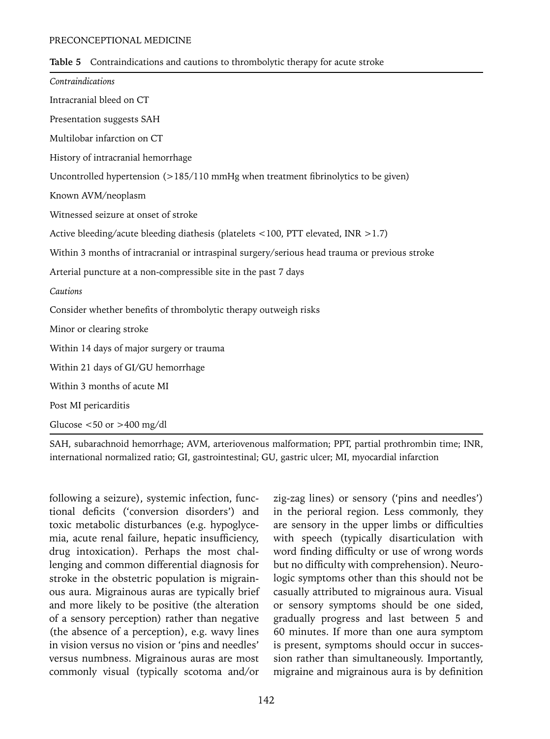**Table 5** Contraindications and cautions to thrombolytic therapy for acute stroke

| |
|---|
| *Contraindications* |
| Intracranial bleed on CT |
| Presentation suggests SAH |
| Multilobar infarction on CT |
| History of intracranial hemorrhage |
| Uncontrolled hypertension (>185/110 mmHg when treatment fibrinolytics to be given) |
| Known AVM/neoplasm |
| Witnessed seizure at onset of stroke |
| Active bleeding/acute bleeding diathesis (platelets <100, PTT elevated, INR >1.7) |
| Within 3 months of intracranial or intraspinal surgery/serious head trauma or previous stroke |
| Arterial puncture at a non-compressible site in the past 7 days |
| *Cautions* |
| Consider whether benefits of thrombolytic therapy outweigh risks |
| Minor or clearing stroke |
| Within 14 days of major surgery or trauma |
| Within 21 days of GI/GU hemorrhage |
| Within 3 months of acute MI |
| Post MI pericarditis |
| Glucose <50 or >400 mg/dl |

SAH, subarachnoid hemorrhage; AVM, arteriovenous malformation; PPT, partial prothrombin time; INR, international normalized ratio; GI, gastrointestinal; GU, gastric ulcer; MI, myocardial infarction

following a seizure), systemic infection, functional deficits ('conversion disorders') and toxic metabolic disturbances (e.g. hypoglycemia, acute renal failure, hepatic insufficiency, drug intoxication). Perhaps the most challenging and common differential diagnosis for stroke in the obstetric population is migrainous aura. Migrainous auras are typically brief and more likely to be positive (the alteration of a sensory perception) rather than negative (the absence of a perception), e.g. wavy lines in vision versus no vision or 'pins and needles' versus numbness. Migrainous auras are most commonly visual (typically scotoma and/or zig-zag lines) or sensory ('pins and needles') in the perioral region. Less commonly, they are sensory in the upper limbs or difficulties with speech (typically disarticulation with word finding difficulty or use of wrong words but no difficulty with comprehension). Neurologic symptoms other than this should not be casually attributed to migrainous aura. Visual or sensory symptoms should be one sided, gradually progress and last between 5 and 60 minutes. If more than one aura symptom is present, symptoms should occur in succession rather than simultaneously. Importantly, migraine and migrainous aura is by definition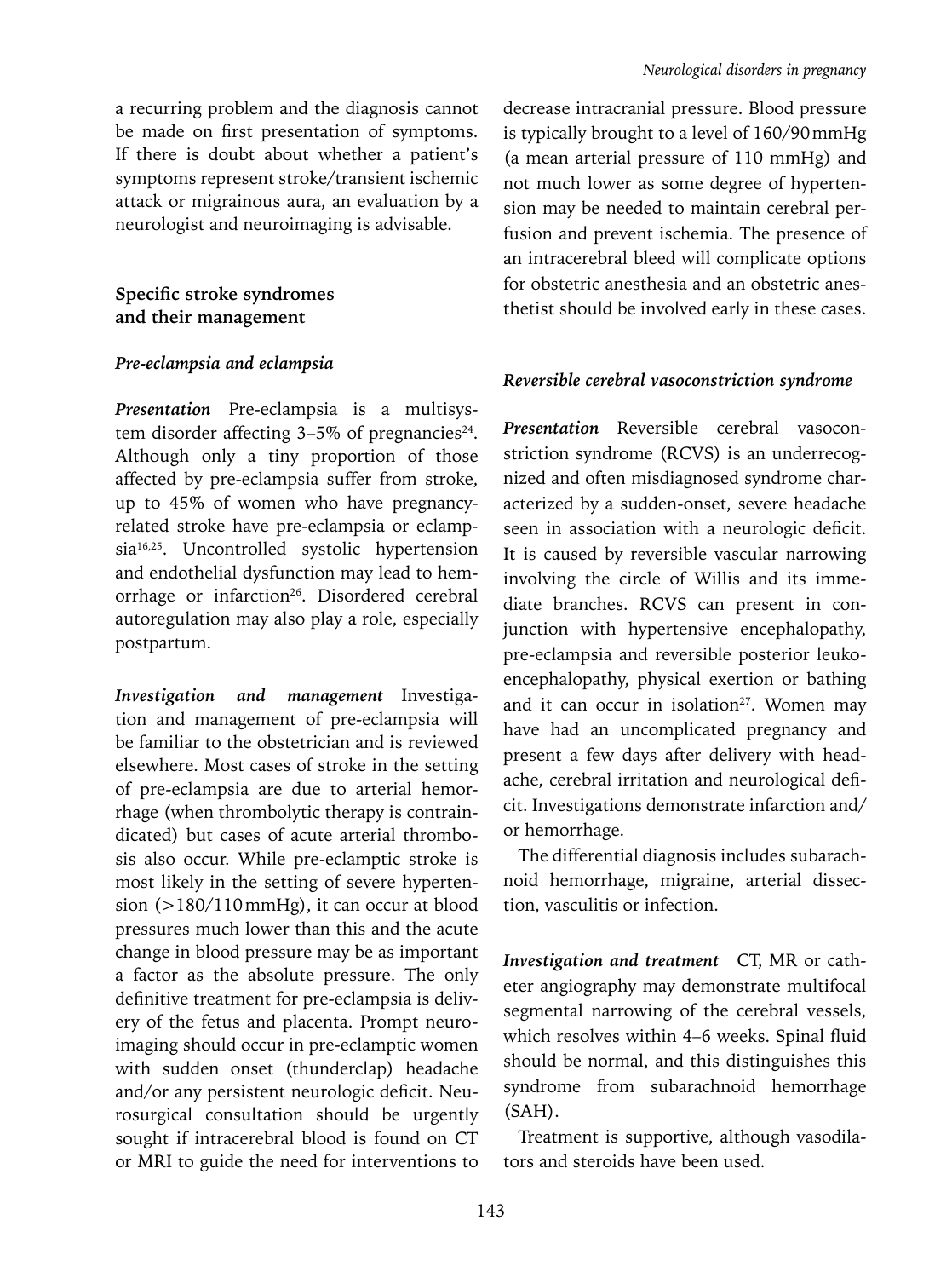a recurring problem and the diagnosis cannot be made on first presentation of symptoms. If there is doubt about whether a patient's symptoms represent stroke/transient ischemic attack or migrainous aura, an evaluation by a neurologist and neuroimaging is advisable.

## Specific stroke syndromes and their management

### *Pre-eclampsia and eclampsia*

***Presentation*** Pre-eclampsia is a multisystem disorder affecting 3–5% of pregnancies[24]. Although only a tiny proportion of those affected by pre-eclampsia suffer from stroke, up to 45% of women who have pregnancy-related stroke have pre-eclampsia or eclampsia[16,25]. Uncontrolled systolic hypertension and endothelial dysfunction may lead to hemorrhage or infarction[26]. Disordered cerebral autoregulation may also play a role, especially postpartum.

***Investigation and management*** Investigation and management of pre-eclampsia will be familiar to the obstetrician and is reviewed elsewhere. Most cases of stroke in the setting of pre-eclampsia are due to arterial hemorrhage (when thrombolytic therapy is contraindicated) but cases of acute arterial thrombosis also occur. While pre-eclamptic stroke is most likely in the setting of severe hypertension (>180/110 mmHg), it can occur at blood pressures much lower than this and the acute change in blood pressure may be as important a factor as the absolute pressure. The only definitive treatment for pre-eclampsia is delivery of the fetus and placenta. Prompt neuroimaging should occur in pre-eclamptic women with sudden onset (thunderclap) headache and/or any persistent neurologic deficit. Neurosurgical consultation should be urgently sought if intracerebral blood is found on CT or MRI to guide the need for interventions to decrease intracranial pressure. Blood pressure is typically brought to a level of 160/90 mmHg (a mean arterial pressure of 110 mmHg) and not much lower as some degree of hypertension may be needed to maintain cerebral perfusion and prevent ischemia. The presence of an intracerebral bleed will complicate options for obstetric anesthesia and an obstetric anesthetist should be involved early in these cases.

### *Reversible cerebral vasoconstriction syndrome*

***Presentation*** Reversible cerebral vasoconstriction syndrome (RCVS) is an underrecognized and often misdiagnosed syndrome characterized by a sudden-onset, severe headache seen in association with a neurologic deficit. It is caused by reversible vascular narrowing involving the circle of Willis and its immediate branches. RCVS can present in conjunction with hypertensive encephalopathy, pre-eclampsia and reversible posterior leukoencephalopathy, physical exertion or bathing and it can occur in isolation[27]. Women may have had an uncomplicated pregnancy and present a few days after delivery with headache, cerebral irritation and neurological deficit. Investigations demonstrate infarction and/or hemorrhage.

The differential diagnosis includes subarachnoid hemorrhage, migraine, arterial dissection, vasculitis or infection.

***Investigation and treatment*** CT, MR or catheter angiography may demonstrate multifocal segmental narrowing of the cerebral vessels, which resolves within 4–6 weeks. Spinal fluid should be normal, and this distinguishes this syndrome from subarachnoid hemorrhage (SAH).

Treatment is supportive, although vasodilators and steroids have been used.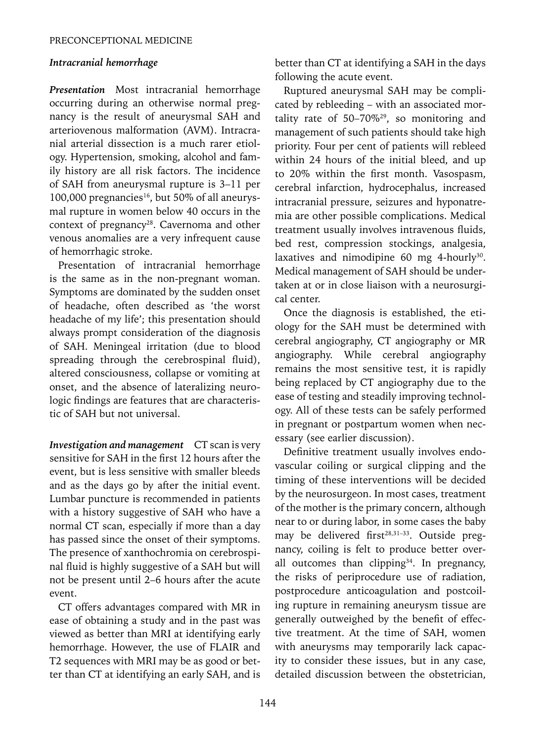### *Intracranial hemorrhage*

***Presentation*** Most intracranial hemorrhage occurring during an otherwise normal pregnancy is the result of aneurysmal SAH and arteriovenous malformation (AVM). Intracranial arterial dissection is a much rarer etiology. Hypertension, smoking, alcohol and family history are all risk factors. The incidence of SAH from aneurysmal rupture is 3–11 per 100,000 pregnancies[16], but 50% of all aneurysmal rupture in women below 40 occurs in the context of pregnancy[28]. Cavernoma and other venous anomalies are a very infrequent cause of hemorrhagic stroke.

Presentation of intracranial hemorrhage is the same as in the non-pregnant woman. Symptoms are dominated by the sudden onset of headache, often described as 'the worst headache of my life'; this presentation should always prompt consideration of the diagnosis of SAH. Meningeal irritation (due to blood spreading through the cerebrospinal fluid), altered consciousness, collapse or vomiting at onset, and the absence of lateralizing neurologic findings are features that are characteristic of SAH but not universal.

***Investigation and management*** CT scan is very sensitive for SAH in the first 12 hours after the event, but is less sensitive with smaller bleeds and as the days go by after the initial event. Lumbar puncture is recommended in patients with a history suggestive of SAH who have a normal CT scan, especially if more than a day has passed since the onset of their symptoms. The presence of xanthochromia on cerebrospinal fluid is highly suggestive of a SAH but will not be present until 2–6 hours after the acute event.

CT offers advantages compared with MR in ease of obtaining a study and in the past was viewed as better than MRI at identifying early hemorrhage. However, the use of FLAIR and T2 sequences with MRI may be as good or better than CT at identifying an early SAH, and is better than CT at identifying a SAH in the days following the acute event.

Ruptured aneurysmal SAH may be complicated by rebleeding – with an associated mortality rate of 50–70%[29], so monitoring and management of such patients should take high priority. Four per cent of patients will rebleed within 24 hours of the initial bleed, and up to 20% within the first month. Vasospasm, cerebral infarction, hydrocephalus, increased intracranial pressure, seizures and hyponatremia are other possible complications. Medical treatment usually involves intravenous fluids, bed rest, compression stockings, analgesia, laxatives and nimodipine 60 mg 4-hourly[30]. Medical management of SAH should be undertaken at or in close liaison with a neurosurgical center.

Once the diagnosis is established, the etiology for the SAH must be determined with cerebral angiography, CT angiography or MR angiography. While cerebral angiography remains the most sensitive test, it is rapidly being replaced by CT angiography due to the ease of testing and steadily improving technology. All of these tests can be safely performed in pregnant or postpartum women when necessary (see earlier discussion).

Definitive treatment usually involves endovascular coiling or surgical clipping and the timing of these interventions will be decided by the neurosurgeon. In most cases, treatment of the mother is the primary concern, although near to or during labor, in some cases the baby may be delivered first[28,31–33]. Outside pregnancy, coiling is felt to produce better overall outcomes than clipping[34]. In pregnancy, the risks of periprocedure use of radiation, postprocedure anticoagulation and postcoiling rupture in remaining aneurysm tissue are generally outweighed by the benefit of effective treatment. At the time of SAH, women with aneurysms may temporarily lack capacity to consider these issues, but in any case, detailed discussion between the obstetrician,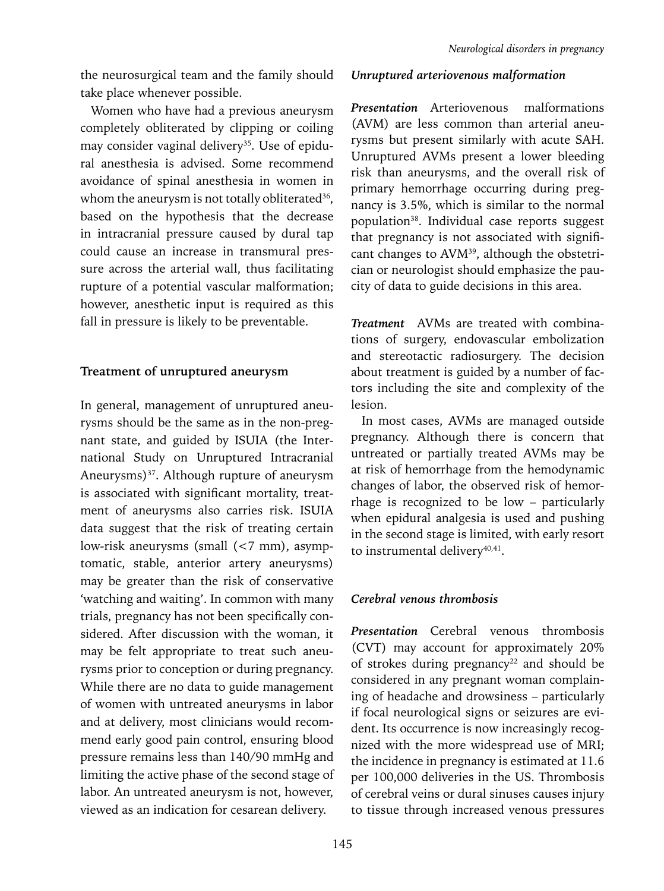the neurosurgical team and the family should take place whenever possible.

Women who have had a previous aneurysm completely obliterated by clipping or coiling may consider vaginal delivery[35]. Use of epidural anesthesia is advised. Some recommend avoidance of spinal anesthesia in women in whom the aneurysm is not totally obliterated[36], based on the hypothesis that the decrease in intracranial pressure caused by dural tap could cause an increase in transmural pressure across the arterial wall, thus facilitating rupture of a potential vascular malformation; however, anesthetic input is required as this fall in pressure is likely to be preventable.

## Treatment of unruptured aneurysm

In general, management of unruptured aneurysms should be the same as in the non-pregnant state, and guided by ISUIA (the International Study on Unruptured Intracranial Aneurysms)[37]. Although rupture of aneurysm is associated with significant mortality, treatment of aneurysms also carries risk. ISUIA data suggest that the risk of treating certain low-risk aneurysms (small (<7 mm), asymptomatic, stable, anterior artery aneurysms) may be greater than the risk of conservative 'watching and waiting'. In common with many trials, pregnancy has not been specifically considered. After discussion with the woman, it may be felt appropriate to treat such aneurysms prior to conception or during pregnancy. While there are no data to guide management of women with untreated aneurysms in labor and at delivery, most clinicians would recommend early good pain control, ensuring blood pressure remains less than 140/90 mmHg and limiting the active phase of the second stage of labor. An untreated aneurysm is not, however, viewed as an indication for cesarean delivery.

### *Unruptured arteriovenous malformation*

***Presentation*** Arteriovenous malformations (AVM) are less common than arterial aneurysms but present similarly with acute SAH. Unruptured AVMs present a lower bleeding risk than aneurysms, and the overall risk of primary hemorrhage occurring during pregnancy is 3.5%, which is similar to the normal population[38]. Individual case reports suggest that pregnancy is not associated with significant changes to AVM[39], although the obstetrician or neurologist should emphasize the paucity of data to guide decisions in this area.

***Treatment*** AVMs are treated with combinations of surgery, endovascular embolization and stereotactic radiosurgery. The decision about treatment is guided by a number of factors including the site and complexity of the lesion.

In most cases, AVMs are managed outside pregnancy. Although there is concern that untreated or partially treated AVMs may be at risk of hemorrhage from the hemodynamic changes of labor, the observed risk of hemorrhage is recognized to be low – particularly when epidural analgesia is used and pushing in the second stage is limited, with early resort to instrumental delivery[40,41].

### *Cerebral venous thrombosis*

***Presentation*** Cerebral venous thrombosis (CVT) may account for approximately 20% of strokes during pregnancy[22] and should be considered in any pregnant woman complaining of headache and drowsiness – particularly if focal neurological signs or seizures are evident. Its occurrence is now increasingly recognized with the more widespread use of MRI; the incidence in pregnancy is estimated at 11.6 per 100,000 deliveries in the US. Thrombosis of cerebral veins or dural sinuses causes injury to tissue through increased venous pressures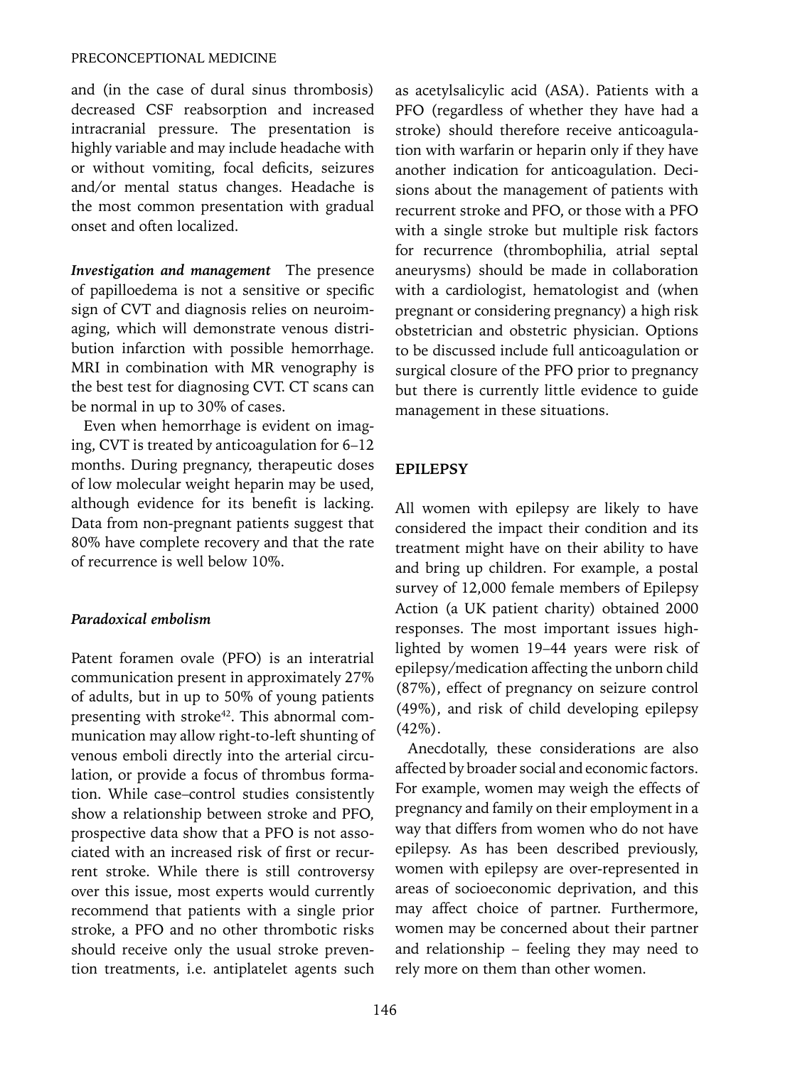and (in the case of dural sinus thrombosis) decreased CSF reabsorption and increased intracranial pressure. The presentation is highly variable and may include headache with or without vomiting, focal deficits, seizures and/or mental status changes. Headache is the most common presentation with gradual onset and often localized.

***Investigation and management*** The presence of papilloedema is not a sensitive or specific sign of CVT and diagnosis relies on neuroimaging, which will demonstrate venous distribution infarction with possible hemorrhage. MRI in combination with MR venography is the best test for diagnosing CVT. CT scans can be normal in up to 30% of cases.

Even when hemorrhage is evident on imaging, CVT is treated by anticoagulation for 6–12 months. During pregnancy, therapeutic doses of low molecular weight heparin may be used, although evidence for its benefit is lacking. Data from non-pregnant patients suggest that 80% have complete recovery and that the rate of recurrence is well below 10%.

### *Paradoxical embolism*

Patent foramen ovale (PFO) is an interatrial communication present in approximately 27% of adults, but in up to 50% of young patients presenting with stroke[42]. This abnormal communication may allow right-to-left shunting of venous emboli directly into the arterial circulation, or provide a focus of thrombus formation. While case–control studies consistently show a relationship between stroke and PFO, prospective data show that a PFO is not associated with an increased risk of first or recurrent stroke. While there is still controversy over this issue, most experts would currently recommend that patients with a single prior stroke, a PFO and no other thrombotic risks should receive only the usual stroke prevention treatments, i.e. antiplatelet agents such as acetylsalicylic acid (ASA). Patients with a PFO (regardless of whether they have had a stroke) should therefore receive anticoagulation with warfarin or heparin only if they have another indication for anticoagulation. Decisions about the management of patients with recurrent stroke and PFO, or those with a PFO with a single stroke but multiple risk factors for recurrence (thrombophilia, atrial septal aneurysms) should be made in collaboration with a cardiologist, hematologist and (when pregnant or considering pregnancy) a high risk obstetrician and obstetric physician. Options to be discussed include full anticoagulation or surgical closure of the PFO prior to pregnancy but there is currently little evidence to guide management in these situations.

## EPILEPSY

All women with epilepsy are likely to have considered the impact their condition and its treatment might have on their ability to have and bring up children. For example, a postal survey of 12,000 female members of Epilepsy Action (a UK patient charity) obtained 2000 responses. The most important issues highlighted by women 19–44 years were risk of epilepsy/medication affecting the unborn child (87%), effect of pregnancy on seizure control (49%), and risk of child developing epilepsy (42%).

Anecdotally, these considerations are also affected by broader social and economic factors. For example, women may weigh the effects of pregnancy and family on their employment in a way that differs from women who do not have epilepsy. As has been described previously, women with epilepsy are over-represented in areas of socioeconomic deprivation, and this may affect choice of partner. Furthermore, women may be concerned about their partner and relationship – feeling they may need to rely more on them than other women.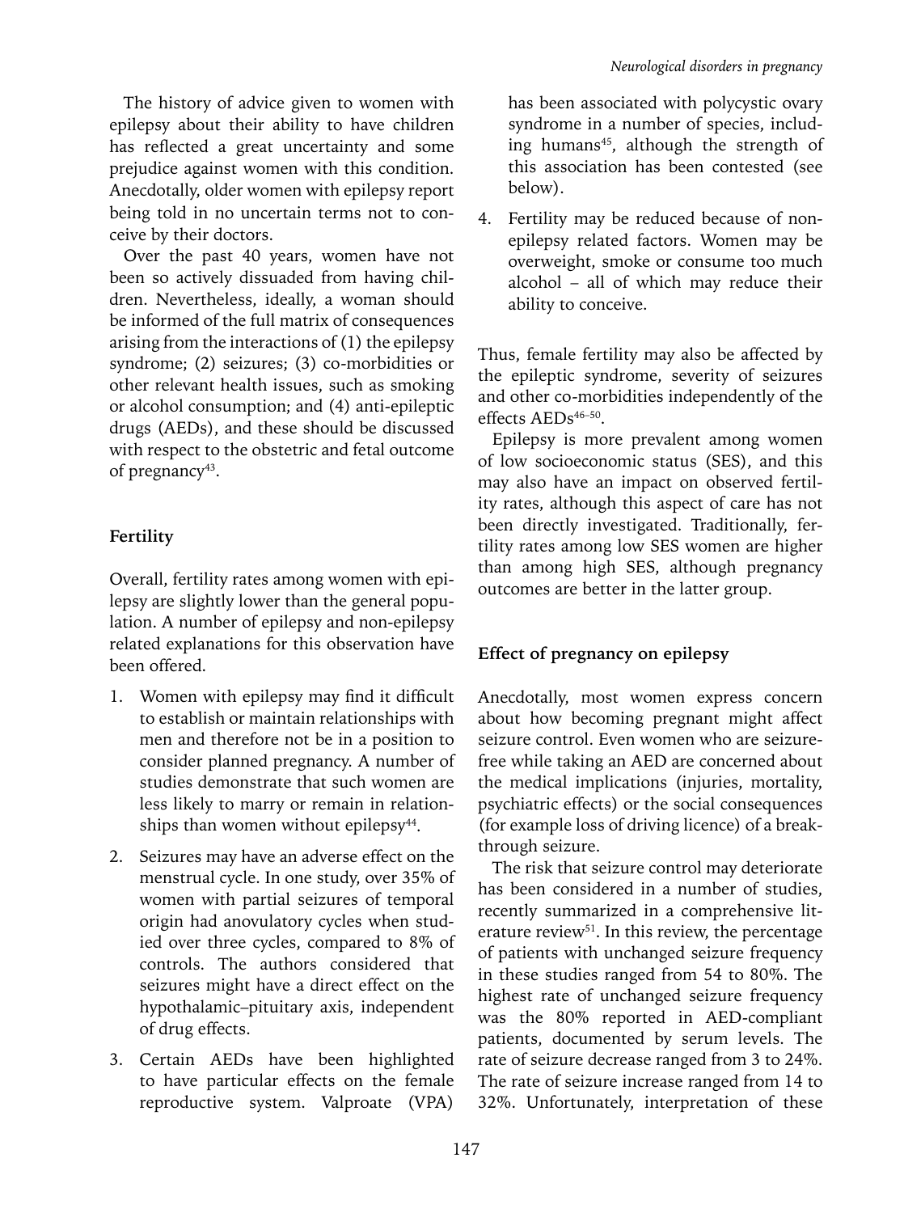The history of advice given to women with epilepsy about their ability to have children has reflected a great uncertainty and some prejudice against women with this condition. Anecdotally, older women with epilepsy report being told in no uncertain terms not to conceive by their doctors.

Over the past 40 years, women have not been so actively dissuaded from having children. Nevertheless, ideally, a woman should be informed of the full matrix of consequences arising from the interactions of (1) the epilepsy syndrome; (2) seizures; (3) co-morbidities or other relevant health issues, such as smoking or alcohol consumption; and (4) anti-epileptic drugs (AEDs), and these should be discussed with respect to the obstetric and fetal outcome of pregnancy[43].

### Fertility

Overall, fertility rates among women with epilepsy are slightly lower than the general population. A number of epilepsy and non-epilepsy related explanations for this observation have been offered.

1. Women with epilepsy may find it difficult to establish or maintain relationships with men and therefore not be in a position to consider planned pregnancy. A number of studies demonstrate that such women are less likely to marry or remain in relationships than women without epilepsy[44].
2. Seizures may have an adverse effect on the menstrual cycle. In one study, over 35% of women with partial seizures of temporal origin had anovulatory cycles when studied over three cycles, compared to 8% of controls. The authors considered that seizures might have a direct effect on the hypothalamic–pituitary axis, independent of drug effects.
3. Certain AEDs have been highlighted to have particular effects on the female reproductive system. Valproate (VPA) has been associated with polycystic ovary syndrome in a number of species, including humans[45], although the strength of this association has been contested (see below).
4. Fertility may be reduced because of non-epilepsy related factors. Women may be overweight, smoke or consume too much alcohol – all of which may reduce their ability to conceive.

Thus, female fertility may also be affected by the epileptic syndrome, severity of seizures and other co-morbidities independently of the effects AEDs[46–50].

Epilepsy is more prevalent among women of low socioeconomic status (SES), and this may also have an impact on observed fertility rates, although this aspect of care has not been directly investigated. Traditionally, fertility rates among low SES women are higher than among high SES, although pregnancy outcomes are better in the latter group.

### Effect of pregnancy on epilepsy

Anecdotally, most women express concern about how becoming pregnant might affect seizure control. Even women who are seizure-free while taking an AED are concerned about the medical implications (injuries, mortality, psychiatric effects) or the social consequences (for example loss of driving licence) of a breakthrough seizure.

The risk that seizure control may deteriorate has been considered in a number of studies, recently summarized in a comprehensive literature review[51]. In this review, the percentage of patients with unchanged seizure frequency in these studies ranged from 54 to 80%. The highest rate of unchanged seizure frequency was the 80% reported in AED-compliant patients, documented by serum levels. The rate of seizure decrease ranged from 3 to 24%. The rate of seizure increase ranged from 14 to 32%. Unfortunately, interpretation of these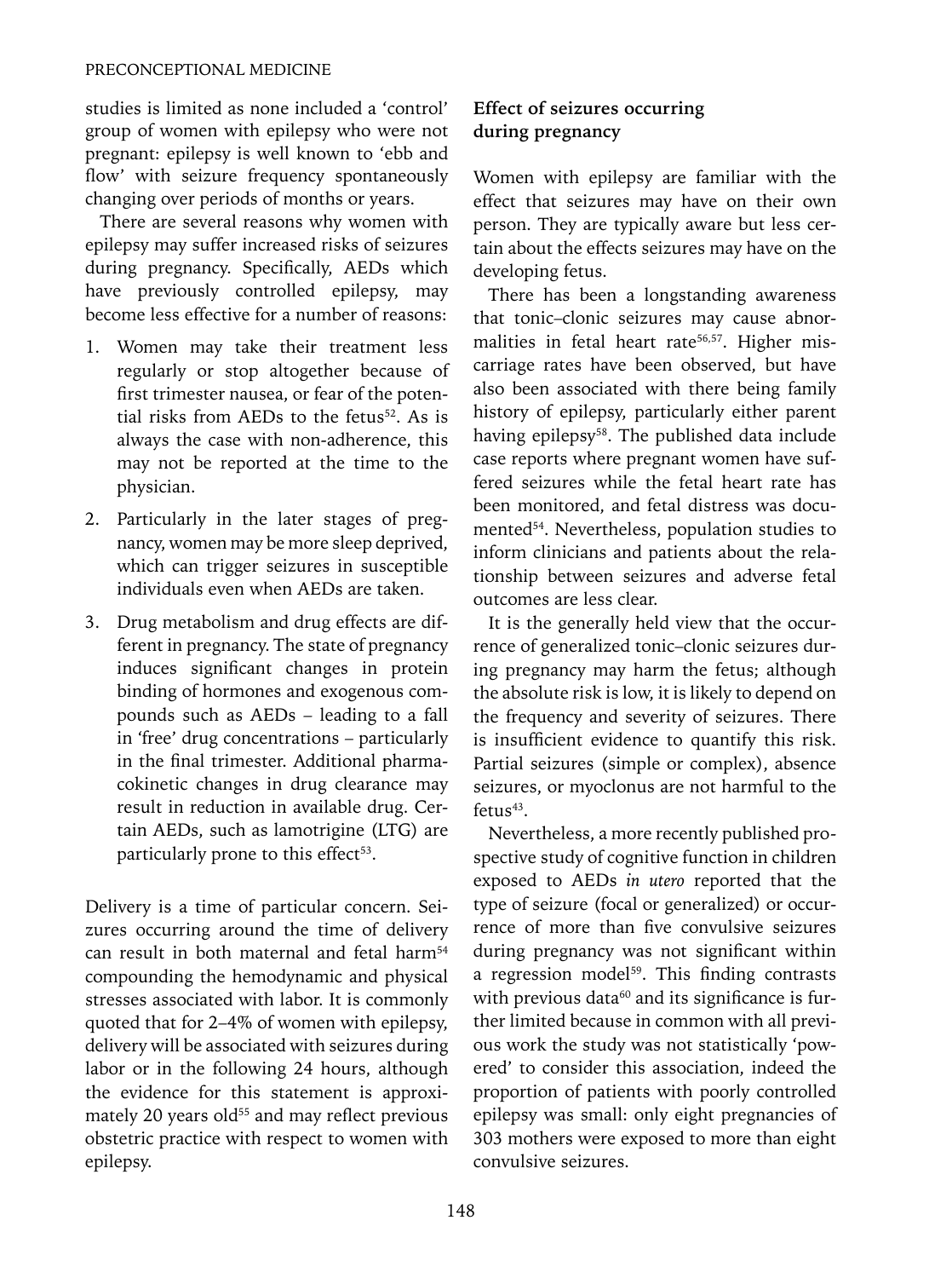studies is limited as none included a 'control' group of women with epilepsy who were not pregnant: epilepsy is well known to 'ebb and flow' with seizure frequency spontaneously changing over periods of months or years.

There are several reasons why women with epilepsy may suffer increased risks of seizures during pregnancy. Specifically, AEDs which have previously controlled epilepsy, may become less effective for a number of reasons:

1. Women may take their treatment less regularly or stop altogether because of first trimester nausea, or fear of the potential risks from AEDs to the fetus[52]. As is always the case with non-adherence, this may not be reported at the time to the physician.
2. Particularly in the later stages of pregnancy, women may be more sleep deprived, which can trigger seizures in susceptible individuals even when AEDs are taken.
3. Drug metabolism and drug effects are different in pregnancy. The state of pregnancy induces significant changes in protein binding of hormones and exogenous compounds such as AEDs – leading to a fall in 'free' drug concentrations – particularly in the final trimester. Additional pharmacokinetic changes in drug clearance may result in reduction in available drug. Certain AEDs, such as lamotrigine (LTG) are particularly prone to this effect[53].

Delivery is a time of particular concern. Seizures occurring around the time of delivery can result in both maternal and fetal harm[54] compounding the hemodynamic and physical stresses associated with labor. It is commonly quoted that for 2–4% of women with epilepsy, delivery will be associated with seizures during labor or in the following 24 hours, although the evidence for this statement is approximately 20 years old[55] and may reflect previous obstetric practice with respect to women with epilepsy.

## Effect of seizures occurring during pregnancy

Women with epilepsy are familiar with the effect that seizures may have on their own person. They are typically aware but less certain about the effects seizures may have on the developing fetus.

There has been a longstanding awareness that tonic–clonic seizures may cause abnormalities in fetal heart rate[56,57]. Higher miscarriage rates have been observed, but have also been associated with there being family history of epilepsy, particularly either parent having epilepsy[58]. The published data include case reports where pregnant women have suffered seizures while the fetal heart rate has been monitored, and fetal distress was documented[54]. Nevertheless, population studies to inform clinicians and patients about the relationship between seizures and adverse fetal outcomes are less clear.

It is the generally held view that the occurrence of generalized tonic–clonic seizures during pregnancy may harm the fetus; although the absolute risk is low, it is likely to depend on the frequency and severity of seizures. There is insufficient evidence to quantify this risk. Partial seizures (simple or complex), absence seizures, or myoclonus are not harmful to the fetus[43].

Nevertheless, a more recently published prospective study of cognitive function in children exposed to AEDs *in utero* reported that the type of seizure (focal or generalized) or occurrence of more than five convulsive seizures during pregnancy was not significant within a regression model[59]. This finding contrasts with previous data[60] and its significance is further limited because in common with all previous work the study was not statistically 'powered' to consider this association, indeed the proportion of patients with poorly controlled epilepsy was small: only eight pregnancies of 303 mothers were exposed to more than eight convulsive seizures.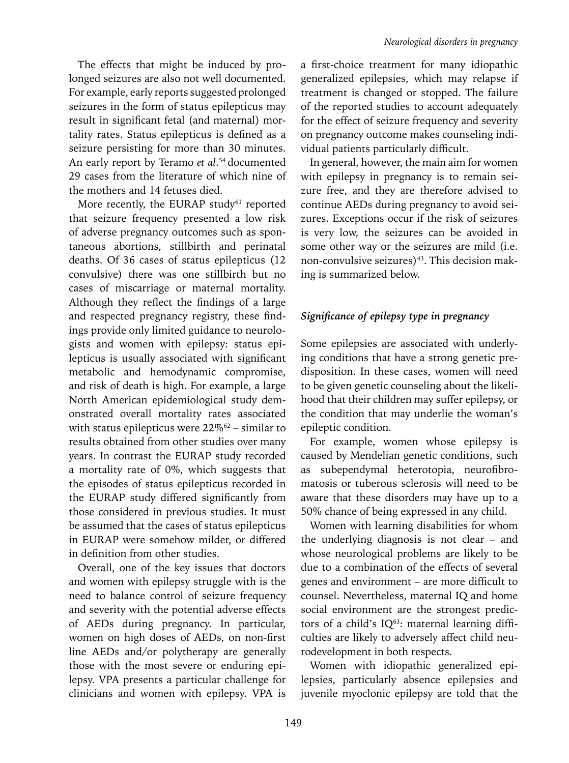The effects that might be induced by prolonged seizures are also not well documented. For example, early reports suggested prolonged seizures in the form of status epilepticus may result in significant fetal (and maternal) mortality rates. Status epilepticus is defined as a seizure persisting for more than 30 minutes. An early report by Teramo *et al*.[54] documented 29 cases from the literature of which nine of the mothers and 14 fetuses died.

More recently, the EURAP study[61] reported that seizure frequency presented a low risk of adverse pregnancy outcomes such as spontaneous abortions, stillbirth and perinatal deaths. Of 36 cases of status epilepticus (12 convulsive) there was one stillbirth but no cases of miscarriage or maternal mortality. Although they reflect the findings of a large and respected pregnancy registry, these findings provide only limited guidance to neurologists and women with epilepsy: status epilepticus is usually associated with significant metabolic and hemodynamic compromise, and risk of death is high. For example, a large North American epidemiological study demonstrated overall mortality rates associated with status epilepticus were 22%[62] – similar to results obtained from other studies over many years. In contrast the EURAP study recorded a mortality rate of 0%, which suggests that the episodes of status epilepticus recorded in the EURAP study differed significantly from those considered in previous studies. It must be assumed that the cases of status epilepticus in EURAP were somehow milder, or differed in definition from other studies.

Overall, one of the key issues that doctors and women with epilepsy struggle with is the need to balance control of seizure frequency and severity with the potential adverse effects of AEDs during pregnancy. In particular, women on high doses of AEDs, on non-first line AEDs and/or polytherapy are generally those with the most severe or enduring epilepsy. VPA presents a particular challenge for clinicians and women with epilepsy. VPA is a first-choice treatment for many idiopathic generalized epilepsies, which may relapse if treatment is changed or stopped. The failure of the reported studies to account adequately for the effect of seizure frequency and severity on pregnancy outcome makes counseling individual patients particularly difficult.

In general, however, the main aim for women with epilepsy in pregnancy is to remain seizure free, and they are therefore advised to continue AEDs during pregnancy to avoid seizures. Exceptions occur if the risk of seizures is very low, the seizures can be avoided in some other way or the seizures are mild (i.e. non-convulsive seizures)[43]. This decision making is summarized below.

### *Significance of epilepsy type in pregnancy*

Some epilepsies are associated with underlying conditions that have a strong genetic predisposition. In these cases, women will need to be given genetic counseling about the likelihood that their children may suffer epilepsy, or the condition that may underlie the woman's epileptic condition.

For example, women whose epilepsy is caused by Mendelian genetic conditions, such as subependymal heterotopia, neurofibromatosis or tuberous sclerosis will need to be aware that these disorders may have up to a 50% chance of being expressed in any child.

Women with learning disabilities for whom the underlying diagnosis is not clear – and whose neurological problems are likely to be due to a combination of the effects of several genes and environment – are more difficult to counsel. Nevertheless, maternal IQ and home social environment are the strongest predictors of a child's IQ[63]: maternal learning difficulties are likely to adversely affect child neurodevelopment in both respects.

Women with idiopathic generalized epilepsies, particularly absence epilepsies and juvenile myoclonic epilepsy are told that the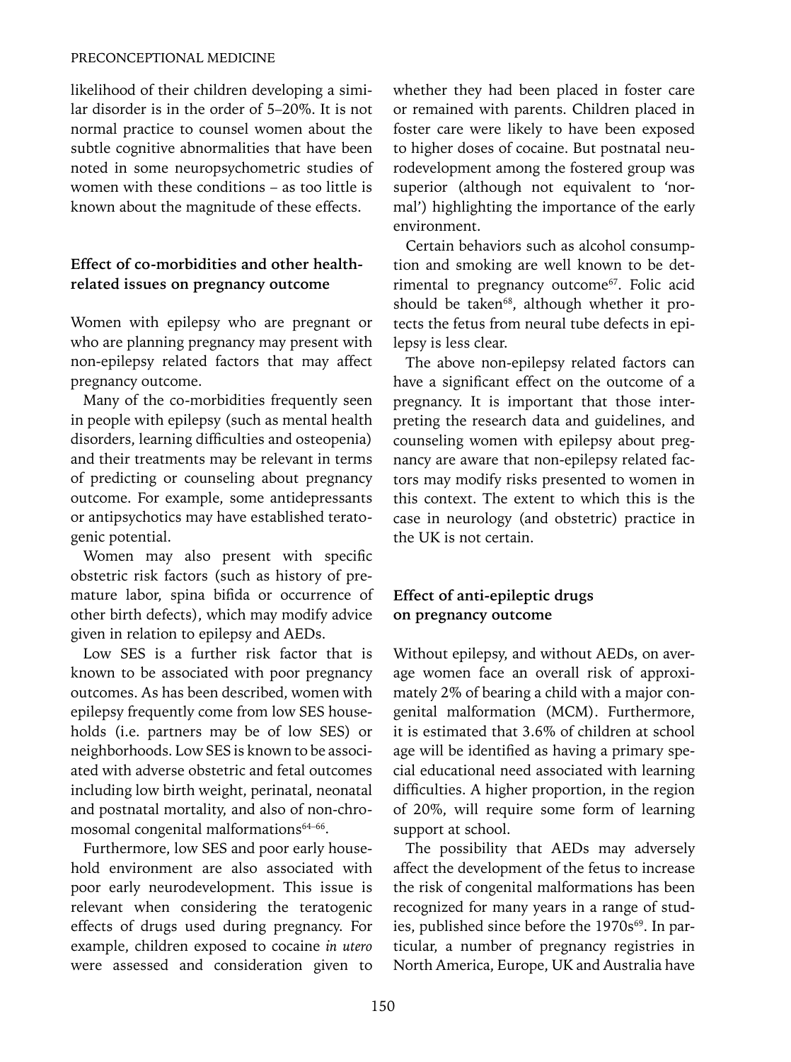likelihood of their children developing a similar disorder is in the order of 5–20%. It is not normal practice to counsel women about the subtle cognitive abnormalities that have been noted in some neuropsychometric studies of women with these conditions – as too little is known about the magnitude of these effects.

### Effect of co-morbidities and other health-related issues on pregnancy outcome

Women with epilepsy who are pregnant or who are planning pregnancy may present with non-epilepsy related factors that may affect pregnancy outcome.

Many of the co-morbidities frequently seen in people with epilepsy (such as mental health disorders, learning difficulties and osteopenia) and their treatments may be relevant in terms of predicting or counseling about pregnancy outcome. For example, some antidepressants or antipsychotics may have established teratogenic potential.

Women may also present with specific obstetric risk factors (such as history of premature labor, spina bifida or occurrence of other birth defects), which may modify advice given in relation to epilepsy and AEDs.

Low SES is a further risk factor that is known to be associated with poor pregnancy outcomes. As has been described, women with epilepsy frequently come from low SES households (i.e. partners may be of low SES) or neighborhoods. Low SES is known to be associated with adverse obstetric and fetal outcomes including low birth weight, perinatal, neonatal and postnatal mortality, and also of non-chromosomal congenital malformations[64–66].

Furthermore, low SES and poor early household environment are also associated with poor early neurodevelopment. This issue is relevant when considering the teratogenic effects of drugs used during pregnancy. For example, children exposed to cocaine *in utero* were assessed and consideration given to whether they had been placed in foster care or remained with parents. Children placed in foster care were likely to have been exposed to higher doses of cocaine. But postnatal neurodevelopment among the fostered group was superior (although not equivalent to 'normal') highlighting the importance of the early environment.

Certain behaviors such as alcohol consumption and smoking are well known to be detrimental to pregnancy outcome[67]. Folic acid should be taken[68], although whether it protects the fetus from neural tube defects in epilepsy is less clear.

The above non-epilepsy related factors can have a significant effect on the outcome of a pregnancy. It is important that those interpreting the research data and guidelines, and counseling women with epilepsy about pregnancy are aware that non-epilepsy related factors may modify risks presented to women in this context. The extent to which this is the case in neurology (and obstetric) practice in the UK is not certain.

### Effect of anti-epileptic drugs on pregnancy outcome

Without epilepsy, and without AEDs, on average women face an overall risk of approximately 2% of bearing a child with a major congenital malformation (MCM). Furthermore, it is estimated that 3.6% of children at school age will be identified as having a primary special educational need associated with learning difficulties. A higher proportion, in the region of 20%, will require some form of learning support at school.

The possibility that AEDs may adversely affect the development of the fetus to increase the risk of congenital malformations has been recognized for many years in a range of studies, published since before the 1970s[69]. In particular, a number of pregnancy registries in North America, Europe, UK and Australia have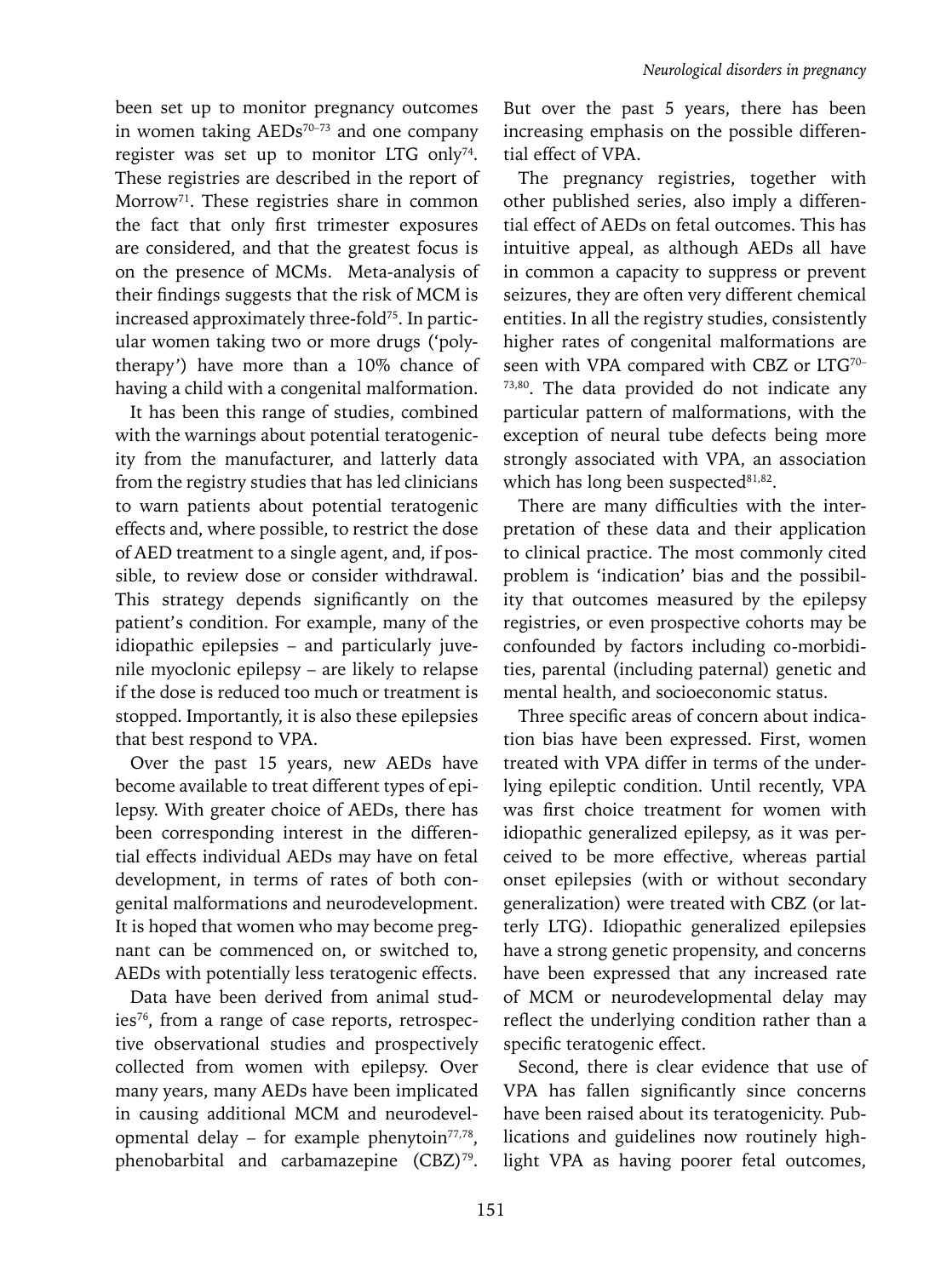been set up to monitor pregnancy outcomes in women taking AEDs[70–73] and one company register was set up to monitor LTG only[74]. These registries are described in the report of Morrow[71]. These registries share in common the fact that only first trimester exposures are considered, and that the greatest focus is on the presence of MCMs. Meta-analysis of their findings suggests that the risk of MCM is increased approximately three-fold[75]. In particular women taking two or more drugs ('polytherapy') have more than a 10% chance of having a child with a congenital malformation.

It has been this range of studies, combined with the warnings about potential teratogenicity from the manufacturer, and latterly data from the registry studies that has led clinicians to warn patients about potential teratogenic effects and, where possible, to restrict the dose of AED treatment to a single agent, and, if possible, to review dose or consider withdrawal. This strategy depends significantly on the patient's condition. For example, many of the idiopathic epilepsies – and particularly juvenile myoclonic epilepsy – are likely to relapse if the dose is reduced too much or treatment is stopped. Importantly, it is also these epilepsies that best respond to VPA.

Over the past 15 years, new AEDs have become available to treat different types of epilepsy. With greater choice of AEDs, there has been corresponding interest in the differential effects individual AEDs may have on fetal development, in terms of rates of both congenital malformations and neurodevelopment. It is hoped that women who may become pregnant can be commenced on, or switched to, AEDs with potentially less teratogenic effects.

Data have been derived from animal studies[76], from a range of case reports, retrospective observational studies and prospectively collected from women with epilepsy. Over many years, many AEDs have been implicated in causing additional MCM and neurodevelopmental delay – for example phenytoin[77,78], phenobarbital and carbamazepine (CBZ)[79]. But over the past 5 years, there has been increasing emphasis on the possible differential effect of VPA.

The pregnancy registries, together with other published series, also imply a differential effect of AEDs on fetal outcomes. This has intuitive appeal, as although AEDs all have in common a capacity to suppress or prevent seizures, they are often very different chemical entities. In all the registry studies, consistently higher rates of congenital malformations are seen with VPA compared with CBZ or LTG[70–73,80]. The data provided do not indicate any particular pattern of malformations, with the exception of neural tube defects being more strongly associated with VPA, an association which has long been suspected[81,82].

There are many difficulties with the interpretation of these data and their application to clinical practice. The most commonly cited problem is 'indication' bias and the possibility that outcomes measured by the epilepsy registries, or even prospective cohorts may be confounded by factors including co-morbidities, parental (including paternal) genetic and mental health, and socioeconomic status.

Three specific areas of concern about indication bias have been expressed. First, women treated with VPA differ in terms of the underlying epileptic condition. Until recently, VPA was first choice treatment for women with idiopathic generalized epilepsy, as it was perceived to be more effective, whereas partial onset epilepsies (with or without secondary generalization) were treated with CBZ (or latterly LTG). Idiopathic generalized epilepsies have a strong genetic propensity, and concerns have been expressed that any increased rate of MCM or neurodevelopmental delay may reflect the underlying condition rather than a specific teratogenic effect.

Second, there is clear evidence that use of VPA has fallen significantly since concerns have been raised about its teratogenicity. Publications and guidelines now routinely highlight VPA as having poorer fetal outcomes,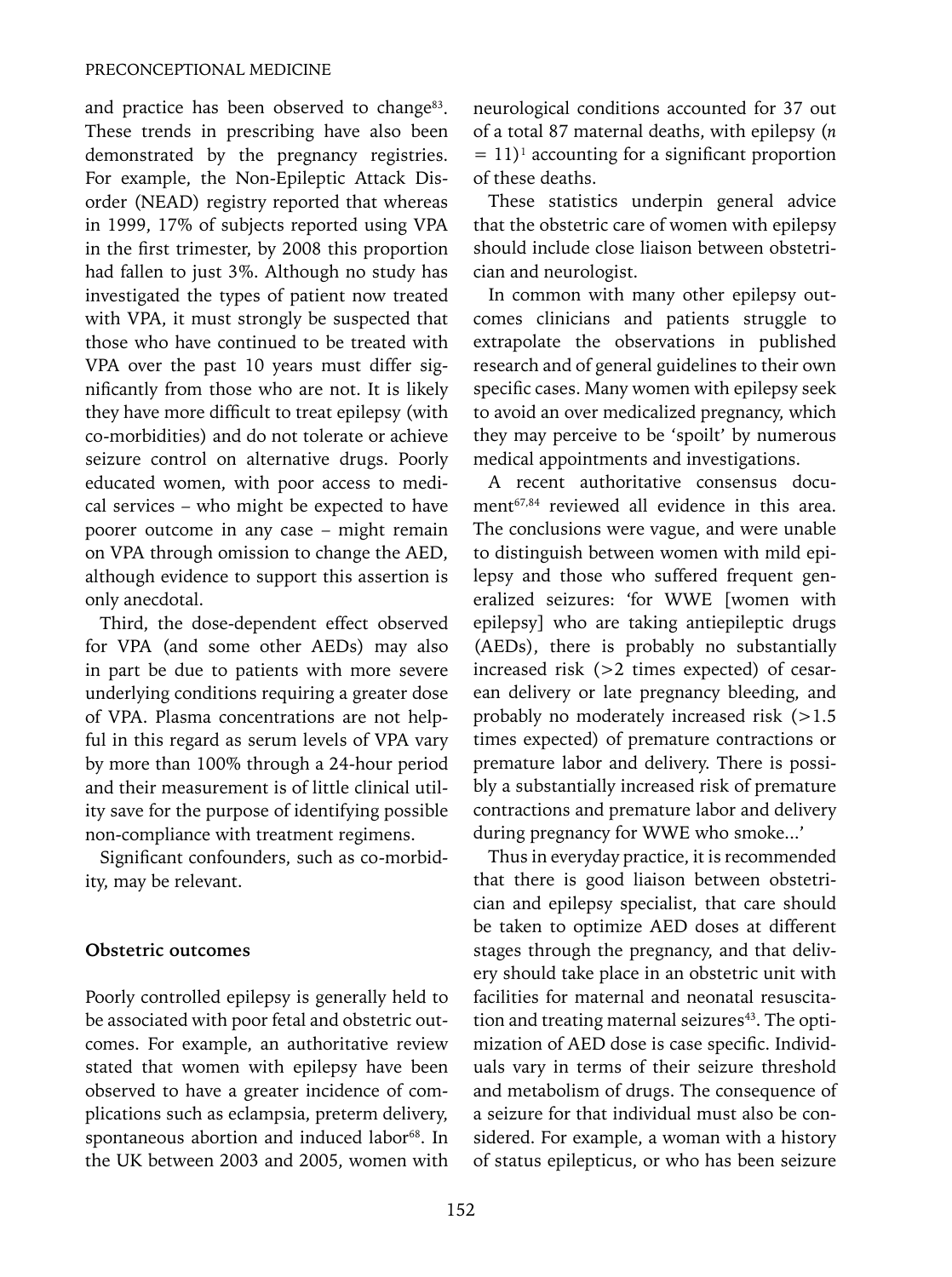and practice has been observed to change[83]. These trends in prescribing have also been demonstrated by the pregnancy registries. For example, the Non-Epileptic Attack Disorder (NEAD) registry reported that whereas in 1999, 17% of subjects reported using VPA in the first trimester, by 2008 this proportion had fallen to just 3%. Although no study has investigated the types of patient now treated with VPA, it must strongly be suspected that those who have continued to be treated with VPA over the past 10 years must differ significantly from those who are not. It is likely they have more difficult to treat epilepsy (with co-morbidities) and do not tolerate or achieve seizure control on alternative drugs. Poorly educated women, with poor access to medical services – who might be expected to have poorer outcome in any case – might remain on VPA through omission to change the AED, although evidence to support this assertion is only anecdotal.

Third, the dose-dependent effect observed for VPA (and some other AEDs) may also in part be due to patients with more severe underlying conditions requiring a greater dose of VPA. Plasma concentrations are not helpful in this regard as serum levels of VPA vary by more than 100% through a 24-hour period and their measurement is of little clinical utility save for the purpose of identifying possible non-compliance with treatment regimens.

Significant confounders, such as co-morbidity, may be relevant.

**Obstetric outcomes**

Poorly controlled epilepsy is generally held to be associated with poor fetal and obstetric outcomes. For example, an authoritative review stated that women with epilepsy have been observed to have a greater incidence of complications such as eclampsia, preterm delivery, spontaneous abortion and induced labor[68]. In the UK between 2003 and 2005, women with neurological conditions accounted for 37 out of a total 87 maternal deaths, with epilepsy ($n = 11$)[1] accounting for a significant proportion of these deaths.

These statistics underpin general advice that the obstetric care of women with epilepsy should include close liaison between obstetrician and neurologist.

In common with many other epilepsy outcomes clinicians and patients struggle to extrapolate the observations in published research and of general guidelines to their own specific cases. Many women with epilepsy seek to avoid an over medicalized pregnancy, which they may perceive to be 'spoilt' by numerous medical appointments and investigations.

A recent authoritative consensus document[67,84] reviewed all evidence in this area. The conclusions were vague, and were unable to distinguish between women with mild epilepsy and those who suffered frequent generalized seizures: 'for WWE [women with epilepsy] who are taking antiepileptic drugs (AEDs), there is probably no substantially increased risk (>2 times expected) of cesarean delivery or late pregnancy bleeding, and probably no moderately increased risk (>1.5 times expected) of premature contractions or premature labor and delivery. There is possibly a substantially increased risk of premature contractions and premature labor and delivery during pregnancy for WWE who smoke...'

Thus in everyday practice, it is recommended that there is good liaison between obstetrician and epilepsy specialist, that care should be taken to optimize AED doses at different stages through the pregnancy, and that delivery should take place in an obstetric unit with facilities for maternal and neonatal resuscitation and treating maternal seizures[43]. The optimization of AED dose is case specific. Individuals vary in terms of their seizure threshold and metabolism of drugs. The consequence of a seizure for that individual must also be considered. For example, a woman with a history of status epilepticus, or who has been seizure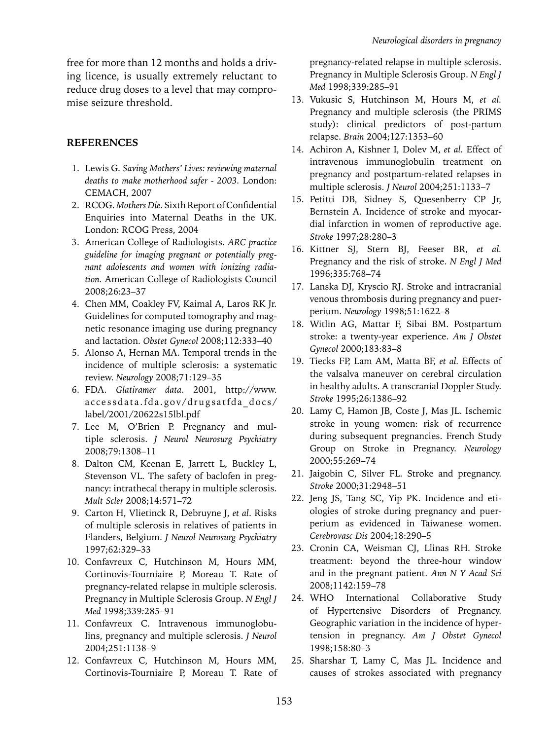free for more than 12 months and holds a driving licence, is usually extremely reluctant to reduce drug doses to a level that may compromise seizure threshold.

## REFERENCES

1. Lewis G. *Saving Mothers' Lives: reviewing maternal deaths to make motherhood safer - 2003*. London: CEMACH, 2007
2. RCOG. *Mothers Die*. Sixth Report of Confidential Enquiries into Maternal Deaths in the UK. London: RCOG Press, 2004
3. American College of Radiologists. *ARC practice guideline for imaging pregnant or potentially pregnant adolescents and women with ionizing radiation*. American College of Radiologists Council 2008;26:23–37
4. Chen MM, Coakley FV, Kaimal A, Laros RK Jr. Guidelines for computed tomography and magnetic resonance imaging use during pregnancy and lactation. *Obstet Gynecol* 2008;112:333–40
5. Alonso A, Hernan MA. Temporal trends in the incidence of multiple sclerosis: a systematic review. *Neurology* 2008;71:129–35
6. FDA. *Glatiramer data*. 2001, http://www.accessdata.fda.gov/drugsatfda_docs/label/2001/20622s15lbl.pdf
7. Lee M, O'Brien P. Pregnancy and multiple sclerosis. *J Neurol Neurosurg Psychiatry* 2008;79:1308–11
8. Dalton CM, Keenan E, Jarrett L, Buckley L, Stevenson VL. The safety of baclofen in pregnancy: intrathecal therapy in multiple sclerosis. *Mult Scler* 2008;14:571–72
9. Carton H, Vlietinck R, Debruyne J, *et al*. Risks of multiple sclerosis in relatives of patients in Flanders, Belgium. *J Neurol Neurosurg Psychiatry* 1997;62:329–33
10. Confavreux C, Hutchinson M, Hours MM, Cortinovis-Tourniaire P, Moreau T. Rate of pregnancy-related relapse in multiple sclerosis. Pregnancy in Multiple Sclerosis Group. *N Engl J Med* 1998;339:285–91
11. Confavreux C. Intravenous immunoglobulins, pregnancy and multiple sclerosis. *J Neurol* 2004;251:1138–9
12. Confavreux C, Hutchinson M, Hours MM, Cortinovis-Tourniaire P, Moreau T. Rate of pregnancy-related relapse in multiple sclerosis. Pregnancy in Multiple Sclerosis Group. *N Engl J Med* 1998;339:285–91
13. Vukusic S, Hutchinson M, Hours M, *et al.* Pregnancy and multiple sclerosis (the PRIMS study): clinical predictors of post-partum relapse. *Brain* 2004;127:1353–60
14. Achiron A, Kishner I, Dolev M, *et al*. Effect of intravenous immunoglobulin treatment on pregnancy and postpartum-related relapses in multiple sclerosis. *J Neurol* 2004;251:1133–7
15. Petitti DB, Sidney S, Quesenberry CP Jr, Bernstein A. Incidence of stroke and myocardial infarction in women of reproductive age. *Stroke* 1997;28:280–3
16. Kittner SJ, Stern BJ, Feeser BR, *et al.* Pregnancy and the risk of stroke. *N Engl J Med* 1996;335:768–74
17. Lanska DJ, Kryscio RJ. Stroke and intracranial venous thrombosis during pregnancy and puerperium. *Neurology* 1998;51:1622–8
18. Witlin AG, Mattar F, Sibai BM. Postpartum stroke: a twenty-year experience. *Am J Obstet Gynecol* 2000;183:83–8
19. Tiecks FP, Lam AM, Matta BF, *et al.* Effects of the valsalva maneuver on cerebral circulation in healthy adults. A transcranial Doppler Study. *Stroke* 1995;26:1386–92
20. Lamy C, Hamon JB, Coste J, Mas JL. Ischemic stroke in young women: risk of recurrence during subsequent pregnancies. French Study Group on Stroke in Pregnancy. *Neurology* 2000;55:269–74
21. Jaigobin C, Silver FL. Stroke and pregnancy. *Stroke* 2000;31:2948–51
22. Jeng JS, Tang SC, Yip PK. Incidence and etiologies of stroke during pregnancy and puerperium as evidenced in Taiwanese women. *Cerebrovasc Dis* 2004;18:290–5
23. Cronin CA, Weisman CJ, Llinas RH. Stroke treatment: beyond the three-hour window and in the pregnant patient. *Ann N Y Acad Sci* 2008;1142:159–78
24. WHO International Collaborative Study of Hypertensive Disorders of Pregnancy. Geographic variation in the incidence of hypertension in pregnancy. *Am J Obstet Gynecol* 1998;158:80–3
25. Sharshar T, Lamy C, Mas JL. Incidence and causes of strokes associated with pregnancy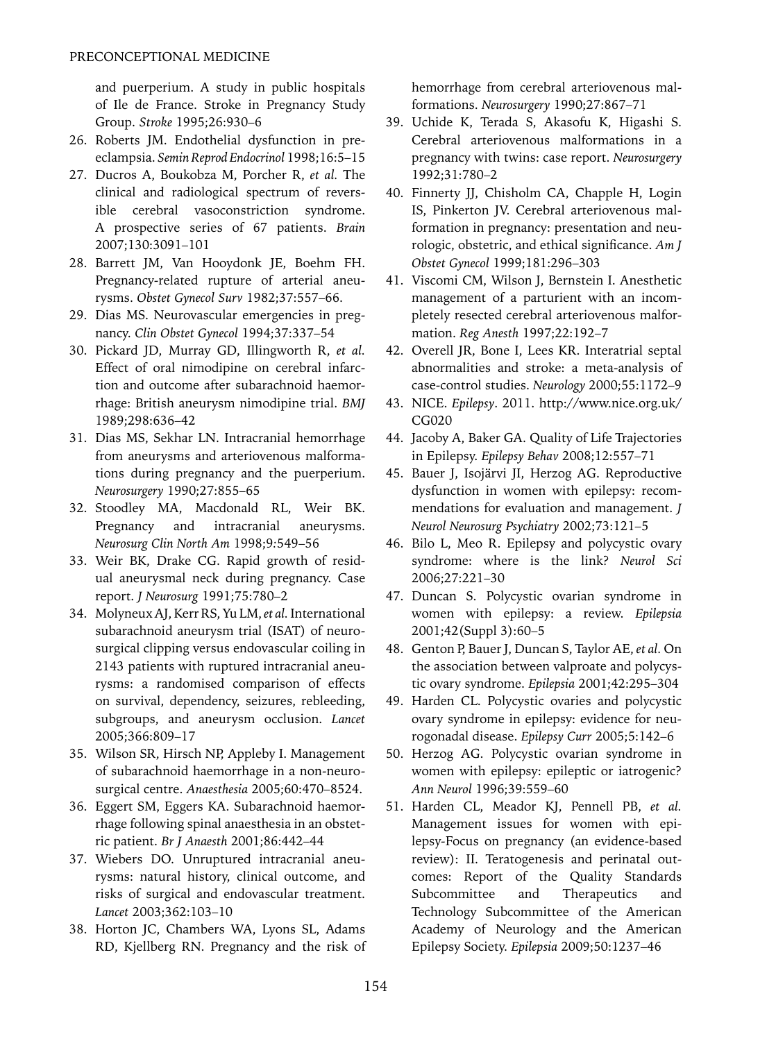and puerperium. A study in public hospitals of Ile de France. Stroke in Pregnancy Study Group. *Stroke* 1995;26:930–6

26. Roberts JM. Endothelial dysfunction in preeclampsia. *Semin Reprod Endocrinol* 1998;16:5–15
27. Ducros A, Boukobza M, Porcher R, *et al.* The clinical and radiological spectrum of reversible cerebral vasoconstriction syndrome. A prospective series of 67 patients. *Brain* 2007;130:3091–101
28. Barrett JM, Van Hooydonk JE, Boehm FH. Pregnancy-related rupture of arterial aneurysms. *Obstet Gynecol Surv* 1982;37:557–66.
29. Dias MS. Neurovascular emergencies in pregnancy. *Clin Obstet Gynecol* 1994;37:337–54
30. Pickard JD, Murray GD, Illingworth R, *et al.* Effect of oral nimodipine on cerebral infarction and outcome after subarachnoid haemorrhage: British aneurysm nimodipine trial. *BMJ* 1989;298:636–42
31. Dias MS, Sekhar LN. Intracranial hemorrhage from aneurysms and arteriovenous malformations during pregnancy and the puerperium. *Neurosurgery* 1990;27:855–65
32. Stoodley MA, Macdonald RL, Weir BK. Pregnancy and intracranial aneurysms. *Neurosurg Clin North Am* 1998;9:549–56
33. Weir BK, Drake CG. Rapid growth of residual aneurysmal neck during pregnancy. Case report. *J Neurosurg* 1991;75:780–2
34. Molyneux AJ, Kerr RS, Yu LM, *et al.* International subarachnoid aneurysm trial (ISAT) of neurosurgical clipping versus endovascular coiling in 2143 patients with ruptured intracranial aneurysms: a randomised comparison of effects on survival, dependency, seizures, rebleeding, subgroups, and aneurysm occlusion. *Lancet* 2005;366:809–17
35. Wilson SR, Hirsch NP, Appleby I. Management of subarachnoid haemorrhage in a non-neurosurgical centre. *Anaesthesia* 2005;60:470–8524.
36. Eggert SM, Eggers KA. Subarachnoid haemorrhage following spinal anaesthesia in an obstetric patient. *Br J Anaesth* 2001;86:442–44
37. Wiebers DO. Unruptured intracranial aneurysms: natural history, clinical outcome, and risks of surgical and endovascular treatment. *Lancet* 2003;362:103–10
38. Horton JC, Chambers WA, Lyons SL, Adams RD, Kjellberg RN. Pregnancy and the risk of hemorrhage from cerebral arteriovenous malformations. *Neurosurgery* 1990;27:867–71
39. Uchide K, Terada S, Akasofu K, Higashi S. Cerebral arteriovenous malformations in a pregnancy with twins: case report. *Neurosurgery* 1992;31:780–2
40. Finnerty JJ, Chisholm CA, Chapple H, Login IS, Pinkerton JV. Cerebral arteriovenous malformation in pregnancy: presentation and neurologic, obstetric, and ethical significance. *Am J Obstet Gynecol* 1999;181:296–303
41. Viscomi CM, Wilson J, Bernstein I. Anesthetic management of a parturient with an incompletely resected cerebral arteriovenous malformation. *Reg Anesth* 1997;22:192–7
42. Overell JR, Bone I, Lees KR. Interatrial septal abnormalities and stroke: a meta-analysis of case-control studies. *Neurology* 2000;55:1172–9
43. NICE. *Epilepsy*. 2011. http://www.nice.org.uk/CG020
44. Jacoby A, Baker GA. Quality of Life Trajectories in Epilepsy. *Epilepsy Behav* 2008;12:557–71
45. Bauer J, Isojärvi JI, Herzog AG. Reproductive dysfunction in women with epilepsy: recommendations for evaluation and management. *J Neurol Neurosurg Psychiatry* 2002;73:121–5
46. Bilo L, Meo R. Epilepsy and polycystic ovary syndrome: where is the link? *Neurol Sci* 2006;27:221–30
47. Duncan S. Polycystic ovarian syndrome in women with epilepsy: a review. *Epilepsia* 2001;42(Suppl 3):60–5
48. Genton P, Bauer J, Duncan S, Taylor AE, *et al.* On the association between valproate and polycystic ovary syndrome. *Epilepsia* 2001;42:295–304
49. Harden CL. Polycystic ovaries and polycystic ovary syndrome in epilepsy: evidence for neurogonadal disease. *Epilepsy Curr* 2005;5:142–6
50. Herzog AG. Polycystic ovarian syndrome in women with epilepsy: epileptic or iatrogenic? *Ann Neurol* 1996;39:559–60
51. Harden CL, Meador KJ, Pennell PB, *et al.* Management issues for women with epilepsy-Focus on pregnancy (an evidence-based review): II. Teratogenesis and perinatal outcomes: Report of the Quality Standards Subcommittee and Therapeutics and Technology Subcommittee of the American Academy of Neurology and the American Epilepsy Society. *Epilepsia* 2009;50:1237–46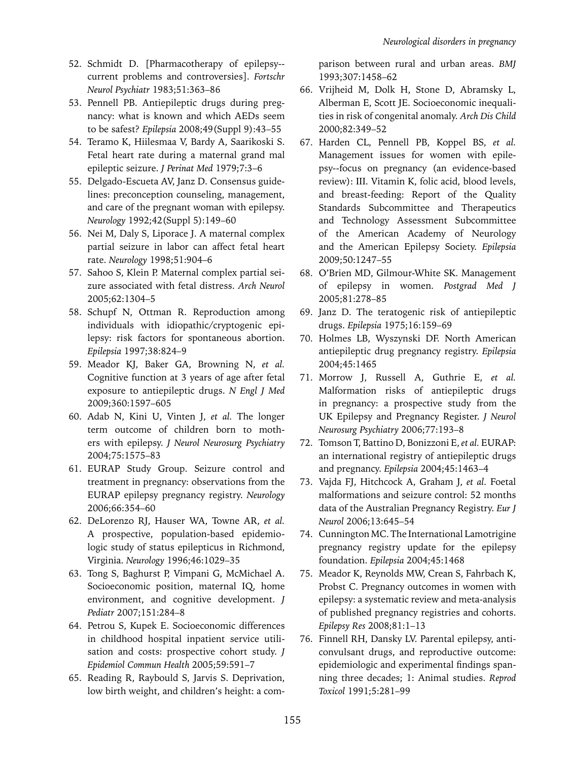52. Schmidt D. [Pharmacotherapy of epilepsy--current problems and controversies]. *Fortschr Neurol Psychiatr* 1983;51:363–86
53. Pennell PB. Antiepileptic drugs during pregnancy: what is known and which AEDs seem to be safest? *Epilepsia* 2008;49(Suppl 9):43–55
54. Teramo K, Hiilesmaa V, Bardy A, Saarikoski S. Fetal heart rate during a maternal grand mal epileptic seizure. *J Perinat Med* 1979;7:3–6
55. Delgado-Escueta AV, Janz D. Consensus guidelines: preconception counseling, management, and care of the pregnant woman with epilepsy. *Neurology* 1992;42(Suppl 5):149–60
56. Nei M, Daly S, Liporace J. A maternal complex partial seizure in labor can affect fetal heart rate. *Neurology* 1998;51:904–6
57. Sahoo S, Klein P. Maternal complex partial seizure associated with fetal distress. *Arch Neurol* 2005;62:1304–5
58. Schupf N, Ottman R. Reproduction among individuals with idiopathic/cryptogenic epilepsy: risk factors for spontaneous abortion. *Epilepsia* 1997;38:824–9
59. Meador KJ, Baker GA, Browning N, *et al.* Cognitive function at 3 years of age after fetal exposure to antiepileptic drugs. *N Engl J Med* 2009;360:1597–605
60. Adab N, Kini U, Vinten J, *et al.* The longer term outcome of children born to mothers with epilepsy. *J Neurol Neurosurg Psychiatry* 2004;75:1575–83
61. EURAP Study Group. Seizure control and treatment in pregnancy: observations from the EURAP epilepsy pregnancy registry. *Neurology* 2006;66:354–60
62. DeLorenzo RJ, Hauser WA, Towne AR, *et al.* A prospective, population-based epidemiologic study of status epilepticus in Richmond, Virginia. *Neurology* 1996;46:1029–35
63. Tong S, Baghurst P, Vimpani G, McMichael A. Socioeconomic position, maternal IQ, home environment, and cognitive development. *J Pediatr* 2007;151:284–8
64. Petrou S, Kupek E. Socioeconomic differences in childhood hospital inpatient service utilisation and costs: prospective cohort study. *J Epidemiol Commun Health* 2005;59:591–7
65. Reading R, Raybould S, Jarvis S. Deprivation, low birth weight, and children's height: a comparison between rural and urban areas. *BMJ* 1993;307:1458–62
66. Vrijheid M, Dolk H, Stone D, Abramsky L, Alberman E, Scott JE. Socioeconomic inequalities in risk of congenital anomaly. *Arch Dis Child* 2000;82:349–52
67. Harden CL, Pennell PB, Koppel BS, *et al.* Management issues for women with epilepsy--focus on pregnancy (an evidence-based review): III. Vitamin K, folic acid, blood levels, and breast-feeding: Report of the Quality Standards Subcommittee and Therapeutics and Technology Assessment Subcommittee of the American Academy of Neurology and the American Epilepsy Society. *Epilepsia* 2009;50:1247–55
68. O'Brien MD, Gilmour-White SK. Management of epilepsy in women. *Postgrad Med J* 2005;81:278–85
69. Janz D. The teratogenic risk of antiepileptic drugs. *Epilepsia* 1975;16:159–69
70. Holmes LB, Wyszynski DF. North American antiepileptic drug pregnancy registry. *Epilepsia* 2004;45:1465
71. Morrow J, Russell A, Guthrie E, *et al.* Malformation risks of antiepileptic drugs in pregnancy: a prospective study from the UK Epilepsy and Pregnancy Register. *J Neurol Neurosurg Psychiatry* 2006;77:193–8
72. Tomson T, Battino D, Bonizzoni E, *et al.* EURAP: an international registry of antiepileptic drugs and pregnancy. *Epilepsia* 2004;45:1463–4
73. Vajda FJ, Hitchcock A, Graham J, *et al.* Foetal malformations and seizure control: 52 months data of the Australian Pregnancy Registry. *Eur J Neurol* 2006;13:645–54
74. Cunnington MC. The International Lamotrigine pregnancy registry update for the epilepsy foundation. *Epilepsia* 2004;45:1468
75. Meador K, Reynolds MW, Crean S, Fahrbach K, Probst C. Pregnancy outcomes in women with epilepsy: a systematic review and meta-analysis of published pregnancy registries and cohorts. *Epilepsy Res* 2008;81:1–13
76. Finnell RH, Dansky LV. Parental epilepsy, anticonvulsant drugs, and reproductive outcome: epidemiologic and experimental findings spanning three decades; 1: Animal studies. *Reprod Toxicol* 1991;5:281–99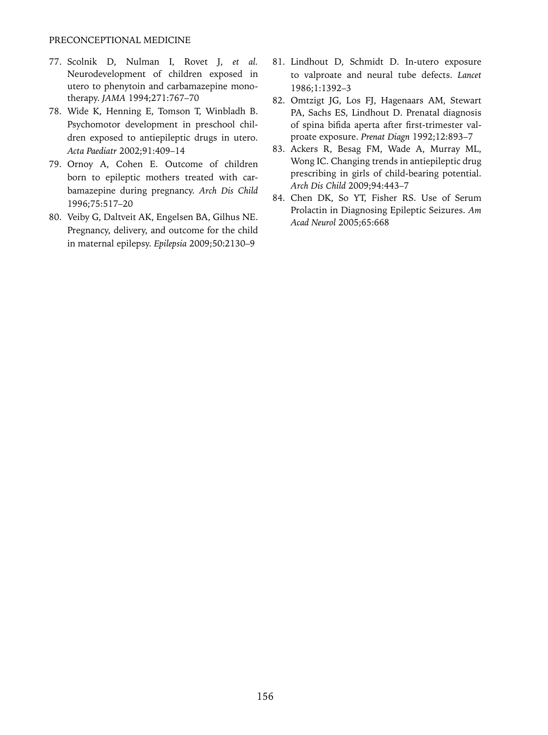77. Scolnik D, Nulman I, Rovet J, *et al.* Neurodevelopment of children exposed in utero to phenytoin and carbamazepine monotherapy. *JAMA* 1994;271:767–70
78. Wide K, Henning E, Tomson T, Winbladh B. Psychomotor development in preschool children exposed to antiepileptic drugs in utero. *Acta Paediatr* 2002;91:409–14
79. Ornoy A, Cohen E. Outcome of children born to epileptic mothers treated with carbamazepine during pregnancy. *Arch Dis Child* 1996;75:517–20
80. Veiby G, Daltveit AK, Engelsen BA, Gilhus NE. Pregnancy, delivery, and outcome for the child in maternal epilepsy. *Epilepsia* 2009;50:2130–9
81. Lindhout D, Schmidt D. In-utero exposure to valproate and neural tube defects. *Lancet* 1986;1:1392–3
82. Omtzigt JG, Los FJ, Hagenaars AM, Stewart PA, Sachs ES, Lindhout D. Prenatal diagnosis of spina bifida aperta after first-trimester valproate exposure. *Prenat Diagn* 1992;12:893–7
83. Ackers R, Besag FM, Wade A, Murray ML, Wong IC. Changing trends in antiepileptic drug prescribing in girls of child-bearing potential. *Arch Dis Child* 2009;94:443–7
84. Chen DK, So YT, Fisher RS. Use of Serum Prolactin in Diagnosing Epileptic Seizures. *Am Acad Neurol* 2005;65:668